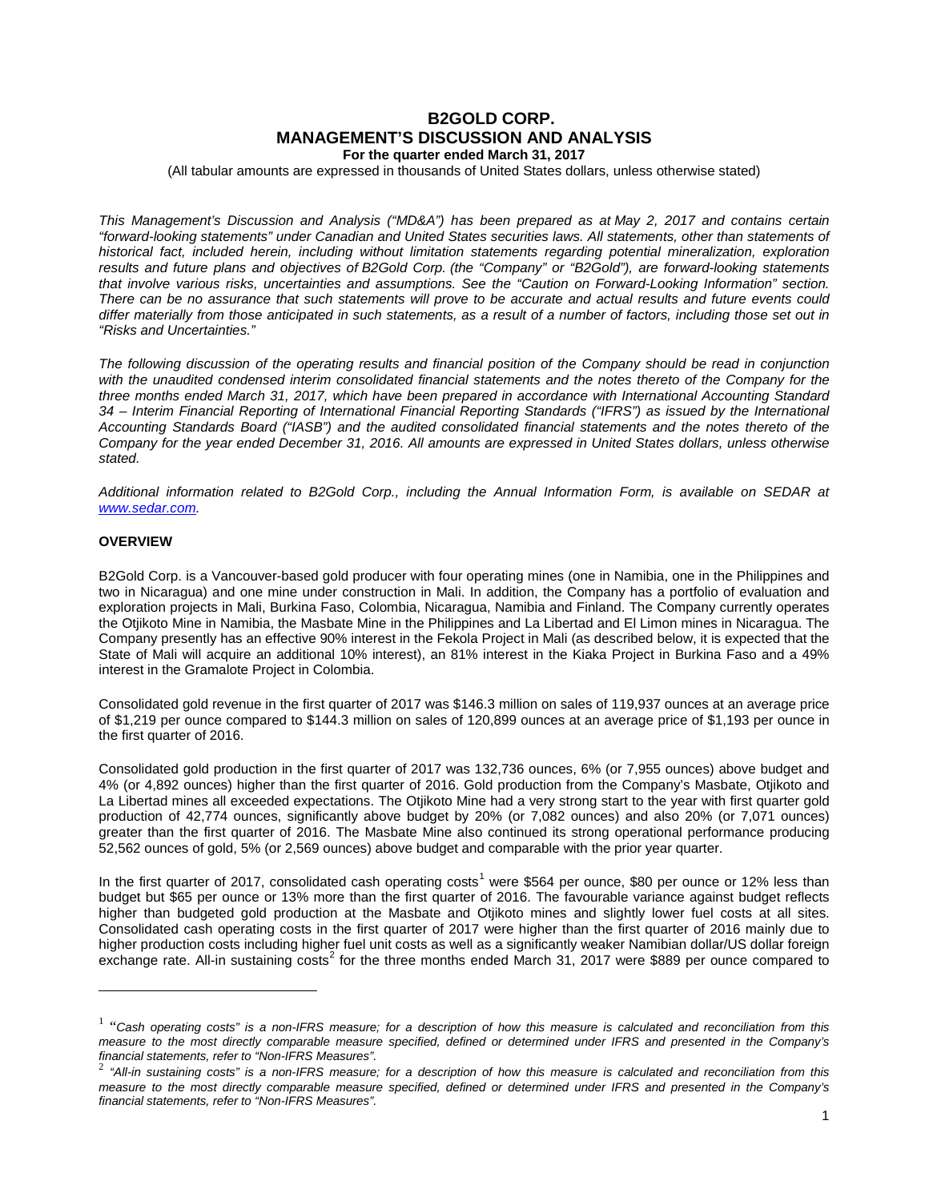# B2GOLD CORP.
# MANAGEMENT'S DISCUSSION AND ANALYSIS
**For the quarter ended March 31, 2017**

(All tabular amounts are expressed in thousands of United States dollars, unless otherwise stated)

*This Management's Discussion and Analysis ("MD&A") has been prepared as at May 2, 2017 and contains certain "forward-looking statements" under Canadian and United States securities laws. All statements, other than statements of historical fact, included herein, including without limitation statements regarding potential mineralization, exploration results and future plans and objectives of B2Gold Corp. (the "Company" or "B2Gold"), are forward-looking statements that involve various risks, uncertainties and assumptions. See the "Caution on Forward-Looking Information" section. There can be no assurance that such statements will prove to be accurate and actual results and future events could differ materially from those anticipated in such statements, as a result of a number of factors, including those set out in "Risks and Uncertainties."*

*The following discussion of the operating results and financial position of the Company should be read in conjunction with the unaudited condensed interim consolidated financial statements and the notes thereto of the Company for the three months ended March 31, 2017, which have been prepared in accordance with International Accounting Standard 34 – Interim Financial Reporting of International Financial Reporting Standards ("IFRS") as issued by the International Accounting Standards Board ("IASB") and the audited consolidated financial statements and the notes thereto of the Company for the year ended December 31, 2016. All amounts are expressed in United States dollars, unless otherwise stated.*

*Additional information related to B2Gold Corp., including the Annual Information Form, is available on SEDAR at www.sedar.com.*

## OVERVIEW

B2Gold Corp. is a Vancouver-based gold producer with four operating mines (one in Namibia, one in the Philippines and two in Nicaragua) and one mine under construction in Mali. In addition, the Company has a portfolio of evaluation and exploration projects in Mali, Burkina Faso, Colombia, Nicaragua, Namibia and Finland. The Company currently operates the Otjikoto Mine in Namibia, the Masbate Mine in the Philippines and La Libertad and El Limon mines in Nicaragua. The Company presently has an effective 90% interest in the Fekola Project in Mali (as described below, it is expected that the State of Mali will acquire an additional 10% interest), an 81% interest in the Kiaka Project in Burkina Faso and a 49% interest in the Gramalote Project in Colombia.

Consolidated gold revenue in the first quarter of 2017 was $146.3 million on sales of 119,937 ounces at an average price of $1,219 per ounce compared to $144.3 million on sales of 120,899 ounces at an average price of $1,193 per ounce in the first quarter of 2016.

Consolidated gold production in the first quarter of 2017 was 132,736 ounces, 6% (or 7,955 ounces) above budget and 4% (or 4,892 ounces) higher than the first quarter of 2016. Gold production from the Company's Masbate, Otjikoto and La Libertad mines all exceeded expectations. The Otjikoto Mine had a very strong start to the year with first quarter gold production of 42,774 ounces, significantly above budget by 20% (or 7,082 ounces) and also 20% (or 7,071 ounces) greater than the first quarter of 2016. The Masbate Mine also continued its strong operational performance producing 52,562 ounces of gold, 5% (or 2,569 ounces) above budget and comparable with the prior year quarter.

In the first quarter of 2017, consolidated cash operating costs[1] were $564 per ounce, $80 per ounce or 12% less than budget but $65 per ounce or 13% more than the first quarter of 2016. The favourable variance against budget reflects higher than budgeted gold production at the Masbate and Otjikoto mines and slightly lower fuel costs at all sites. Consolidated cash operating costs in the first quarter of 2017 were higher than the first quarter of 2016 mainly due to higher production costs including higher fuel unit costs as well as a significantly weaker Namibian dollar/US dollar foreign exchange rate. All-in sustaining costs[2] for the three months ended March 31, 2017 were $889 per ounce compared to

---

[1] *"Cash operating costs" is a non-IFRS measure; for a description of how this measure is calculated and reconciliation from this measure to the most directly comparable measure specified, defined or determined under IFRS and presented in the Company's financial statements, refer to "Non-IFRS Measures".*

[2] *"All-in sustaining costs" is a non-IFRS measure; for a description of how this measure is calculated and reconciliation from this measure to the most directly comparable measure specified, defined or determined under IFRS and presented in the Company's financial statements, refer to "Non-IFRS Measures".*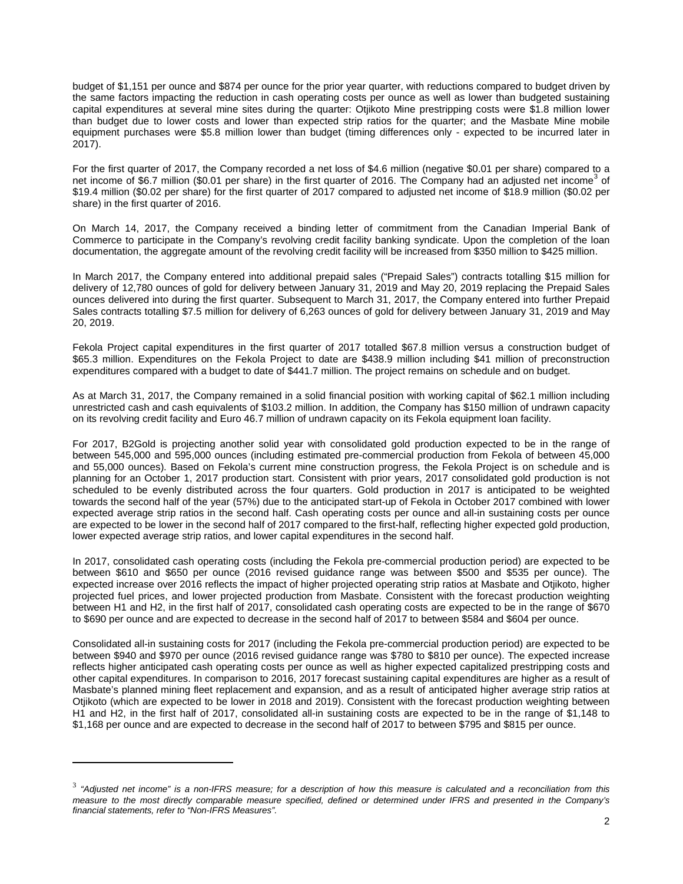budget of $1,151 per ounce and $874 per ounce for the prior year quarter, with reductions compared to budget driven by the same factors impacting the reduction in cash operating costs per ounce as well as lower than budgeted sustaining capital expenditures at several mine sites during the quarter: Otjikoto Mine prestripping costs were $1.8 million lower than budget due to lower costs and lower than expected strip ratios for the quarter; and the Masbate Mine mobile equipment purchases were $5.8 million lower than budget (timing differences only - expected to be incurred later in 2017).

For the first quarter of 2017, the Company recorded a net loss of $4.6 million (negative $0.01 per share) compared to a net income of $6.7 million ($0.01 per share) in the first quarter of 2016. The Company had an adjusted net income[3] of $19.4 million ($0.02 per share) for the first quarter of 2017 compared to adjusted net income of $18.9 million ($0.02 per share) in the first quarter of 2016.

On March 14, 2017, the Company received a binding letter of commitment from the Canadian Imperial Bank of Commerce to participate in the Company's revolving credit facility banking syndicate. Upon the completion of the loan documentation, the aggregate amount of the revolving credit facility will be increased from $350 million to $425 million.

In March 2017, the Company entered into additional prepaid sales ("Prepaid Sales") contracts totalling $15 million for delivery of 12,780 ounces of gold for delivery between January 31, 2019 and May 20, 2019 replacing the Prepaid Sales ounces delivered into during the first quarter. Subsequent to March 31, 2017, the Company entered into further Prepaid Sales contracts totalling $7.5 million for delivery of 6,263 ounces of gold for delivery between January 31, 2019 and May 20, 2019.

Fekola Project capital expenditures in the first quarter of 2017 totalled $67.8 million versus a construction budget of $65.3 million. Expenditures on the Fekola Project to date are $438.9 million including $41 million of preconstruction expenditures compared with a budget to date of $441.7 million. The project remains on schedule and on budget.

As at March 31, 2017, the Company remained in a solid financial position with working capital of $62.1 million including unrestricted cash and cash equivalents of $103.2 million. In addition, the Company has $150 million of undrawn capacity on its revolving credit facility and Euro 46.7 million of undrawn capacity on its Fekola equipment loan facility.

For 2017, B2Gold is projecting another solid year with consolidated gold production expected to be in the range of between 545,000 and 595,000 ounces (including estimated pre-commercial production from Fekola of between 45,000 and 55,000 ounces). Based on Fekola's current mine construction progress, the Fekola Project is on schedule and is planning for an October 1, 2017 production start. Consistent with prior years, 2017 consolidated gold production is not scheduled to be evenly distributed across the four quarters. Gold production in 2017 is anticipated to be weighted towards the second half of the year (57%) due to the anticipated start-up of Fekola in October 2017 combined with lower expected average strip ratios in the second half. Cash operating costs per ounce and all-in sustaining costs per ounce are expected to be lower in the second half of 2017 compared to the first-half, reflecting higher expected gold production, lower expected average strip ratios, and lower capital expenditures in the second half.

In 2017, consolidated cash operating costs (including the Fekola pre-commercial production period) are expected to be between $610 and $650 per ounce (2016 revised guidance range was between $500 and $535 per ounce). The expected increase over 2016 reflects the impact of higher projected operating strip ratios at Masbate and Otjikoto, higher projected fuel prices, and lower projected production from Masbate. Consistent with the forecast production weighting between H1 and H2, in the first half of 2017, consolidated cash operating costs are expected to be in the range of $670 to $690 per ounce and are expected to decrease in the second half of 2017 to between $584 and $604 per ounce.

Consolidated all-in sustaining costs for 2017 (including the Fekola pre-commercial production period) are expected to be between $940 and $970 per ounce (2016 revised guidance range was $780 to $810 per ounce). The expected increase reflects higher anticipated cash operating costs per ounce as well as higher expected capitalized prestripping costs and other capital expenditures. In comparison to 2016, 2017 forecast sustaining capital expenditures are higher as a result of Masbate's planned mining fleet replacement and expansion, and as a result of anticipated higher average strip ratios at Otjikoto (which are expected to be lower in 2018 and 2019). Consistent with the forecast production weighting between H1 and H2, in the first half of 2017, consolidated all-in sustaining costs are expected to be in the range of $1,148 to $1,168 per ounce and are expected to decrease in the second half of 2017 to between $795 and $815 per ounce.

---

[3] *"Adjusted net income" is a non-IFRS measure; for a description of how this measure is calculated and a reconciliation from this measure to the most directly comparable measure specified, defined or determined under IFRS and presented in the Company's financial statements, refer to "Non-IFRS Measures".*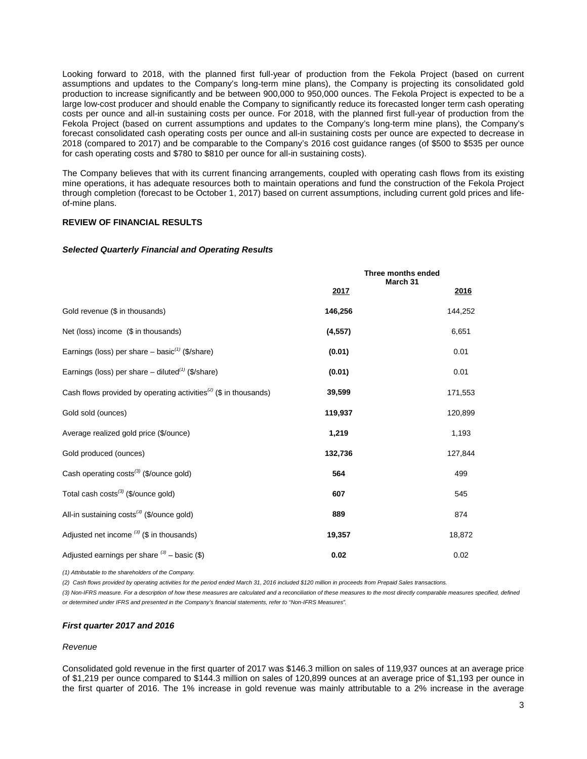Looking forward to 2018, with the planned first full-year of production from the Fekola Project (based on current assumptions and updates to the Company's long-term mine plans), the Company is projecting its consolidated gold production to increase significantly and be between 900,000 to 950,000 ounces. The Fekola Project is expected to be a large low-cost producer and should enable the Company to significantly reduce its forecasted longer term cash operating costs per ounce and all-in sustaining costs per ounce. For 2018, with the planned first full-year of production from the Fekola Project (based on current assumptions and updates to the Company's long-term mine plans), the Company's forecast consolidated cash operating costs per ounce and all-in sustaining costs per ounce are expected to decrease in 2018 (compared to 2017) and be comparable to the Company's 2016 cost guidance ranges (of $500 to $535 per ounce for cash operating costs and $780 to $810 per ounce for all-in sustaining costs).

The Company believes that with its current financing arrangements, coupled with operating cash flows from its existing mine operations, it has adequate resources both to maintain operations and fund the construction of the Fekola Project through completion (forecast to be October 1, 2017) based on current assumptions, including current gold prices and life-of-mine plans.

## REVIEW OF FINANCIAL RESULTS

### *Selected Quarterly Financial and Operating Results*

| | Three months ended March 31 | |
|---|---|---|
| | **2017** | **2016** |
| Gold revenue ($ in thousands) | **146,256** | 144,252 |
| Net (loss) income ($ in thousands) | **(4,557)** | 6,651 |
| Earnings (loss) per share – basic[(1)] ($/share) | **(0.01)** | 0.01 |
| Earnings (loss) per share – diluted[(1)] ($/share) | **(0.01)** | 0.01 |
| Cash flows provided by operating activities[(2)] ($ in thousands) | **39,599** | 171,553 |
| Gold sold (ounces) | **119,937** | 120,899 |
| Average realized gold price ($/ounce) | **1,219** | 1,193 |
| Gold produced (ounces) | **132,736** | 127,844 |
| Cash operating costs[(3)] ($/ounce gold) | **564** | 499 |
| Total cash costs[(3)] ($/ounce gold) | **607** | 545 |
| All-in sustaining costs[(3)] ($/ounce gold) | **889** | 874 |
| Adjusted net income [(3)] ($ in thousands) | **19,357** | 18,872 |
| Adjusted earnings per share [(3)] – basic ($) | **0.02** | 0.02 |

*(1) Attributable to the shareholders of the Company.*

*(2) Cash flows provided by operating activities for the period ended March 31, 2016 included $120 million in proceeds from Prepaid Sales transactions.*

*(3) Non-IFRS measure. For a description of how these measures are calculated and a reconciliation of these measures to the most directly comparable measures specified, defined or determined under IFRS and presented in the Company's financial statements, refer to "Non-IFRS Measures".*

### *First quarter 2017 and 2016*

*Revenue*

Consolidated gold revenue in the first quarter of 2017 was $146.3 million on sales of 119,937 ounces at an average price of $1,219 per ounce compared to $144.3 million on sales of 120,899 ounces at an average price of $1,193 per ounce in the first quarter of 2016. The 1% increase in gold revenue was mainly attributable to a 2% increase in the average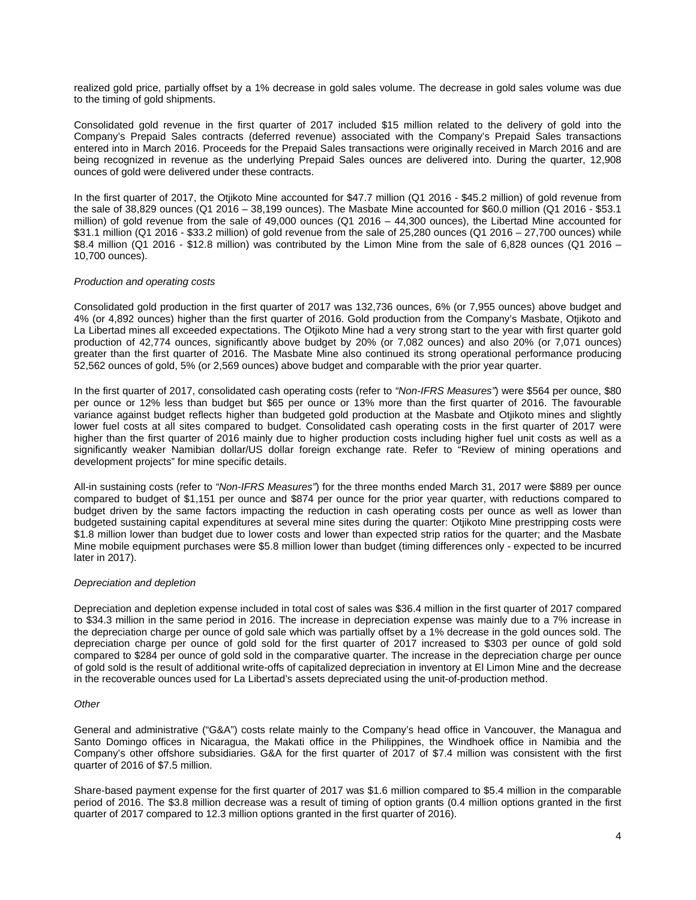realized gold price, partially offset by a 1% decrease in gold sales volume. The decrease in gold sales volume was due to the timing of gold shipments.

Consolidated gold revenue in the first quarter of 2017 included $15 million related to the delivery of gold into the Company's Prepaid Sales contracts (deferred revenue) associated with the Company's Prepaid Sales transactions entered into in March 2016. Proceeds for the Prepaid Sales transactions were originally received in March 2016 and are being recognized in revenue as the underlying Prepaid Sales ounces are delivered into. During the quarter, 12,908 ounces of gold were delivered under these contracts.

In the first quarter of 2017, the Otjikoto Mine accounted for $47.7 million (Q1 2016 - $45.2 million) of gold revenue from the sale of 38,829 ounces (Q1 2016 – 38,199 ounces). The Masbate Mine accounted for $60.0 million (Q1 2016 - $53.1 million) of gold revenue from the sale of 49,000 ounces (Q1 2016 – 44,300 ounces), the Libertad Mine accounted for $31.1 million (Q1 2016 - $33.2 million) of gold revenue from the sale of 25,280 ounces (Q1 2016 – 27,700 ounces) while $8.4 million (Q1 2016 - $12.8 million) was contributed by the Limon Mine from the sale of 6,828 ounces (Q1 2016 – 10,700 ounces).

*Production and operating costs*

Consolidated gold production in the first quarter of 2017 was 132,736 ounces, 6% (or 7,955 ounces) above budget and 4% (or 4,892 ounces) higher than the first quarter of 2016. Gold production from the Company's Masbate, Otjikoto and La Libertad mines all exceeded expectations. The Otjikoto Mine had a very strong start to the year with first quarter gold production of 42,774 ounces, significantly above budget by 20% (or 7,082 ounces) and also 20% (or 7,071 ounces) greater than the first quarter of 2016. The Masbate Mine also continued its strong operational performance producing 52,562 ounces of gold, 5% (or 2,569 ounces) above budget and comparable with the prior year quarter.

In the first quarter of 2017, consolidated cash operating costs (refer to *"Non-IFRS Measures"*) were $564 per ounce, $80 per ounce or 12% less than budget but $65 per ounce or 13% more than the first quarter of 2016. The favourable variance against budget reflects higher than budgeted gold production at the Masbate and Otjikoto mines and slightly lower fuel costs at all sites compared to budget. Consolidated cash operating costs in the first quarter of 2017 were higher than the first quarter of 2016 mainly due to higher production costs including higher fuel unit costs as well as a significantly weaker Namibian dollar/US dollar foreign exchange rate. Refer to "Review of mining operations and development projects" for mine specific details.

All-in sustaining costs (refer to *"Non-IFRS Measures"*) for the three months ended March 31, 2017 were $889 per ounce compared to budget of $1,151 per ounce and $874 per ounce for the prior year quarter, with reductions compared to budget driven by the same factors impacting the reduction in cash operating costs per ounce as well as lower than budgeted sustaining capital expenditures at several mine sites during the quarter: Otjikoto Mine prestripping costs were $1.8 million lower than budget due to lower costs and lower than expected strip ratios for the quarter; and the Masbate Mine mobile equipment purchases were $5.8 million lower than budget (timing differences only - expected to be incurred later in 2017).

*Depreciation and depletion*

Depreciation and depletion expense included in total cost of sales was $36.4 million in the first quarter of 2017 compared to $34.3 million in the same period in 2016. The increase in depreciation expense was mainly due to a 7% increase in the depreciation charge per ounce of gold sale which was partially offset by a 1% decrease in the gold ounces sold. The depreciation charge per ounce of gold sold for the first quarter of 2017 increased to $303 per ounce of gold sold compared to $284 per ounce of gold sold in the comparative quarter. The increase in the depreciation charge per ounce of gold sold is the result of additional write-offs of capitalized depreciation in inventory at El Limon Mine and the decrease in the recoverable ounces used for La Libertad's assets depreciated using the unit-of-production method.

*Other*

General and administrative ("G&A") costs relate mainly to the Company's head office in Vancouver, the Managua and Santo Domingo offices in Nicaragua, the Makati office in the Philippines, the Windhoek office in Namibia and the Company's other offshore subsidiaries. G&A for the first quarter of 2017 of $7.4 million was consistent with the first quarter of 2016 of $7.5 million.

Share-based payment expense for the first quarter of 2017 was $1.6 million compared to $5.4 million in the comparable period of 2016. The $3.8 million decrease was a result of timing of option grants (0.4 million options granted in the first quarter of 2017 compared to 12.3 million options granted in the first quarter of 2016).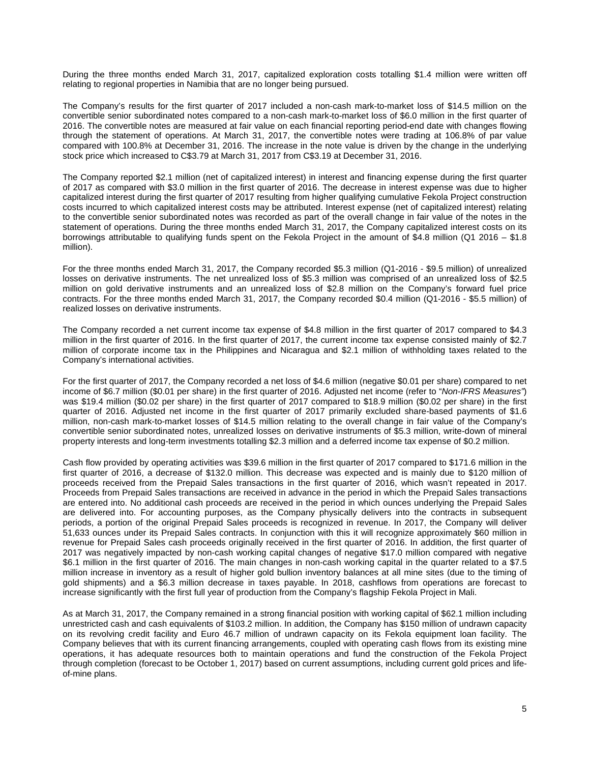During the three months ended March 31, 2017, capitalized exploration costs totalling $1.4 million were written off relating to regional properties in Namibia that are no longer being pursued.

The Company's results for the first quarter of 2017 included a non-cash mark-to-market loss of $14.5 million on the convertible senior subordinated notes compared to a non-cash mark-to-market loss of $6.0 million in the first quarter of 2016. The convertible notes are measured at fair value on each financial reporting period-end date with changes flowing through the statement of operations. At March 31, 2017, the convertible notes were trading at 106.8% of par value compared with 100.8% at December 31, 2016. The increase in the note value is driven by the change in the underlying stock price which increased to C$3.79 at March 31, 2017 from C$3.19 at December 31, 2016.

The Company reported $2.1 million (net of capitalized interest) in interest and financing expense during the first quarter of 2017 as compared with $3.0 million in the first quarter of 2016. The decrease in interest expense was due to higher capitalized interest during the first quarter of 2017 resulting from higher qualifying cumulative Fekola Project construction costs incurred to which capitalized interest costs may be attributed. Interest expense (net of capitalized interest) relating to the convertible senior subordinated notes was recorded as part of the overall change in fair value of the notes in the statement of operations. During the three months ended March 31, 2017, the Company capitalized interest costs on its borrowings attributable to qualifying funds spent on the Fekola Project in the amount of $4.8 million (Q1 2016 – $1.8 million).

For the three months ended March 31, 2017, the Company recorded $5.3 million (Q1-2016 - $9.5 million) of unrealized losses on derivative instruments. The net unrealized loss of $5.3 million was comprised of an unrealized loss of $2.5 million on gold derivative instruments and an unrealized loss of $2.8 million on the Company's forward fuel price contracts. For the three months ended March 31, 2017, the Company recorded $0.4 million (Q1-2016 - $5.5 million) of realized losses on derivative instruments.

The Company recorded a net current income tax expense of $4.8 million in the first quarter of 2017 compared to $4.3 million in the first quarter of 2016. In the first quarter of 2017, the current income tax expense consisted mainly of $2.7 million of corporate income tax in the Philippines and Nicaragua and $2.1 million of withholding taxes related to the Company's international activities.

For the first quarter of 2017, the Company recorded a net loss of $4.6 million (negative $0.01 per share) compared to net income of $6.7 million ($0.01 per share) in the first quarter of 2016. Adjusted net income (refer to "*Non-IFRS Measures*") was $19.4 million ($0.02 per share) in the first quarter of 2017 compared to $18.9 million ($0.02 per share) in the first quarter of 2016. Adjusted net income in the first quarter of 2017 primarily excluded share-based payments of $1.6 million, non-cash mark-to-market losses of $14.5 million relating to the overall change in fair value of the Company's convertible senior subordinated notes, unrealized losses on derivative instruments of $5.3 million, write-down of mineral property interests and long-term investments totalling $2.3 million and a deferred income tax expense of $0.2 million.

Cash flow provided by operating activities was $39.6 million in the first quarter of 2017 compared to $171.6 million in the first quarter of 2016, a decrease of $132.0 million. This decrease was expected and is mainly due to $120 million of proceeds received from the Prepaid Sales transactions in the first quarter of 2016, which wasn't repeated in 2017. Proceeds from Prepaid Sales transactions are received in advance in the period in which the Prepaid Sales transactions are entered into. No additional cash proceeds are received in the period in which ounces underlying the Prepaid Sales are delivered into. For accounting purposes, as the Company physically delivers into the contracts in subsequent periods, a portion of the original Prepaid Sales proceeds is recognized in revenue. In 2017, the Company will deliver 51,633 ounces under its Prepaid Sales contracts. In conjunction with this it will recognize approximately $60 million in revenue for Prepaid Sales cash proceeds originally received in the first quarter of 2016. In addition, the first quarter of 2017 was negatively impacted by non-cash working capital changes of negative $17.0 million compared with negative $6.1 million in the first quarter of 2016. The main changes in non-cash working capital in the quarter related to a $7.5 million increase in inventory as a result of higher gold bullion inventory balances at all mine sites (due to the timing of gold shipments) and a $6.3 million decrease in taxes payable. In 2018, cashflows from operations are forecast to increase significantly with the first full year of production from the Company's flagship Fekola Project in Mali.

As at March 31, 2017, the Company remained in a strong financial position with working capital of $62.1 million including unrestricted cash and cash equivalents of $103.2 million. In addition, the Company has $150 million of undrawn capacity on its revolving credit facility and Euro 46.7 million of undrawn capacity on its Fekola equipment loan facility. The Company believes that with its current financing arrangements, coupled with operating cash flows from its existing mine operations, it has adequate resources both to maintain operations and fund the construction of the Fekola Project through completion (forecast to be October 1, 2017) based on current assumptions, including current gold prices and life-of-mine plans.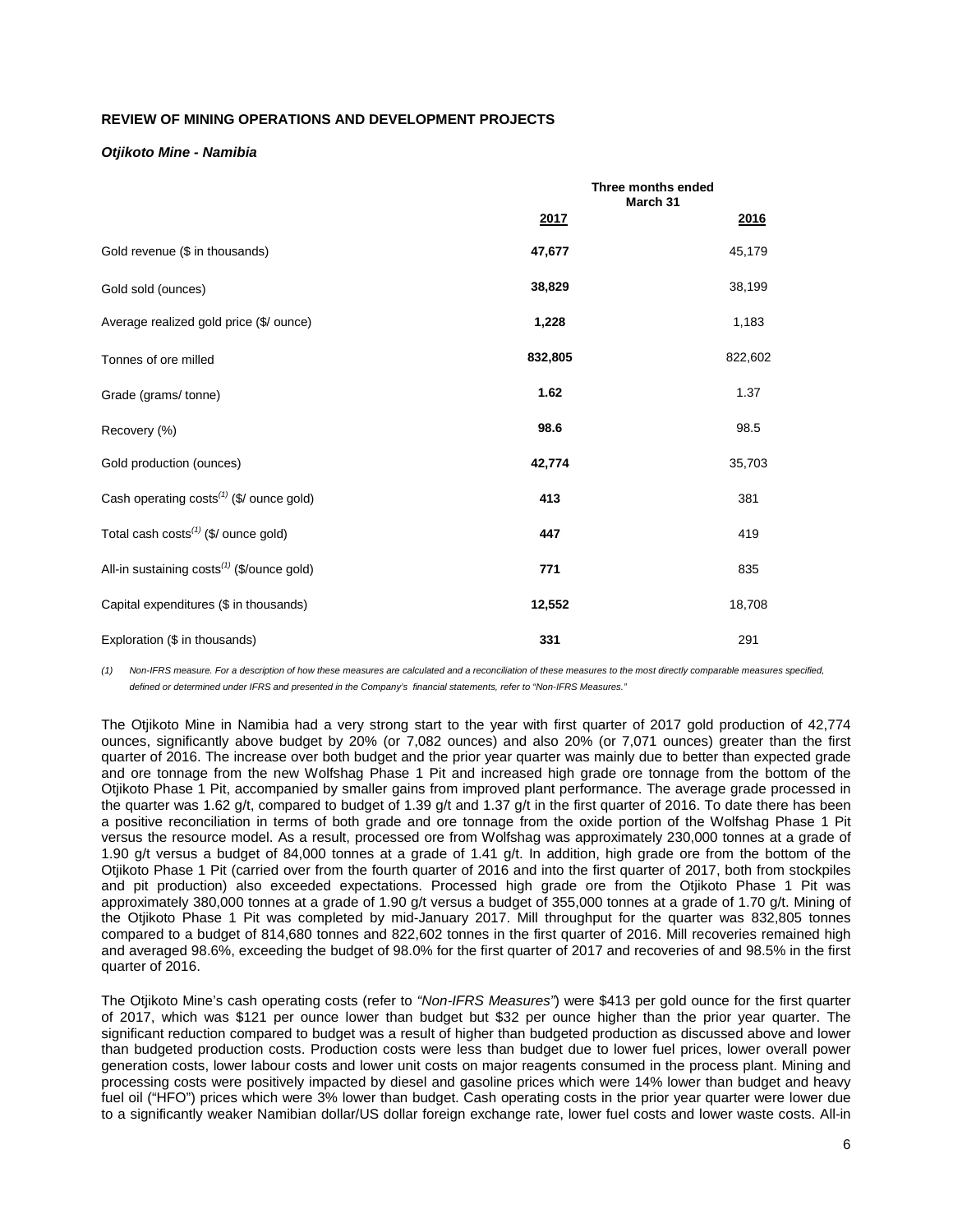**REVIEW OF MINING OPERATIONS AND DEVELOPMENT PROJECTS**

***Otjikoto Mine - Namibia***

| | Three months ended March 31 | |
|---|---|---|
| | **2017** | **2016** |
| Gold revenue ($ in thousands) | **47,677** | 45,179 |
| Gold sold (ounces) | **38,829** | 38,199 |
| Average realized gold price ($/ ounce) | **1,228** | 1,183 |
| Tonnes of ore milled | **832,805** | 822,602 |
| Grade (grams/ tonne) | **1.62** | 1.37 |
| Recovery (%) | **98.6** | 98.5 |
| Gold production (ounces) | **42,774** | 35,703 |
| Cash operating costs(1) ($/ ounce gold) | **413** | 381 |
| Total cash costs(1) ($/ ounce gold) | **447** | 419 |
| All-in sustaining costs(1) ($/ounce gold) | **771** | 835 |
| Capital expenditures ($ in thousands) | **12,552** | 18,708 |
| Exploration ($ in thousands) | **331** | 291 |

*(1) Non-IFRS measure. For a description of how these measures are calculated and a reconciliation of these measures to the most directly comparable measures specified, defined or determined under IFRS and presented in the Company's financial statements, refer to "Non-IFRS Measures."*

The Otjikoto Mine in Namibia had a very strong start to the year with first quarter of 2017 gold production of 42,774 ounces, significantly above budget by 20% (or 7,082 ounces) and also 20% (or 7,071 ounces) greater than the first quarter of 2016. The increase over both budget and the prior year quarter was mainly due to better than expected grade and ore tonnage from the new Wolfshag Phase 1 Pit and increased high grade ore tonnage from the bottom of the Otjikoto Phase 1 Pit, accompanied by smaller gains from improved plant performance. The average grade processed in the quarter was 1.62 g/t, compared to budget of 1.39 g/t and 1.37 g/t in the first quarter of 2016. To date there has been a positive reconciliation in terms of both grade and ore tonnage from the oxide portion of the Wolfshag Phase 1 Pit versus the resource model. As a result, processed ore from Wolfshag was approximately 230,000 tonnes at a grade of 1.90 g/t versus a budget of 84,000 tonnes at a grade of 1.41 g/t. In addition, high grade ore from the bottom of the Otjikoto Phase 1 Pit (carried over from the fourth quarter of 2016 and into the first quarter of 2017, both from stockpiles and pit production) also exceeded expectations. Processed high grade ore from the Otjikoto Phase 1 Pit was approximately 380,000 tonnes at a grade of 1.90 g/t versus a budget of 355,000 tonnes at a grade of 1.70 g/t. Mining of the Otjikoto Phase 1 Pit was completed by mid-January 2017. Mill throughput for the quarter was 832,805 tonnes compared to a budget of 814,680 tonnes and 822,602 tonnes in the first quarter of 2016. Mill recoveries remained high and averaged 98.6%, exceeding the budget of 98.0% for the first quarter of 2017 and recoveries of and 98.5% in the first quarter of 2016.

The Otjikoto Mine's cash operating costs (refer to *"Non-IFRS Measures"*) were $413 per gold ounce for the first quarter of 2017, which was $121 per ounce lower than budget but $32 per ounce higher than the prior year quarter. The significant reduction compared to budget was a result of higher than budgeted production as discussed above and lower than budgeted production costs. Production costs were less than budget due to lower fuel prices, lower overall power generation costs, lower labour costs and lower unit costs on major reagents consumed in the process plant. Mining and processing costs were positively impacted by diesel and gasoline prices which were 14% lower than budget and heavy fuel oil ("HFO") prices which were 3% lower than budget. Cash operating costs in the prior year quarter were lower due to a significantly weaker Namibian dollar/US dollar foreign exchange rate, lower fuel costs and lower waste costs. All-in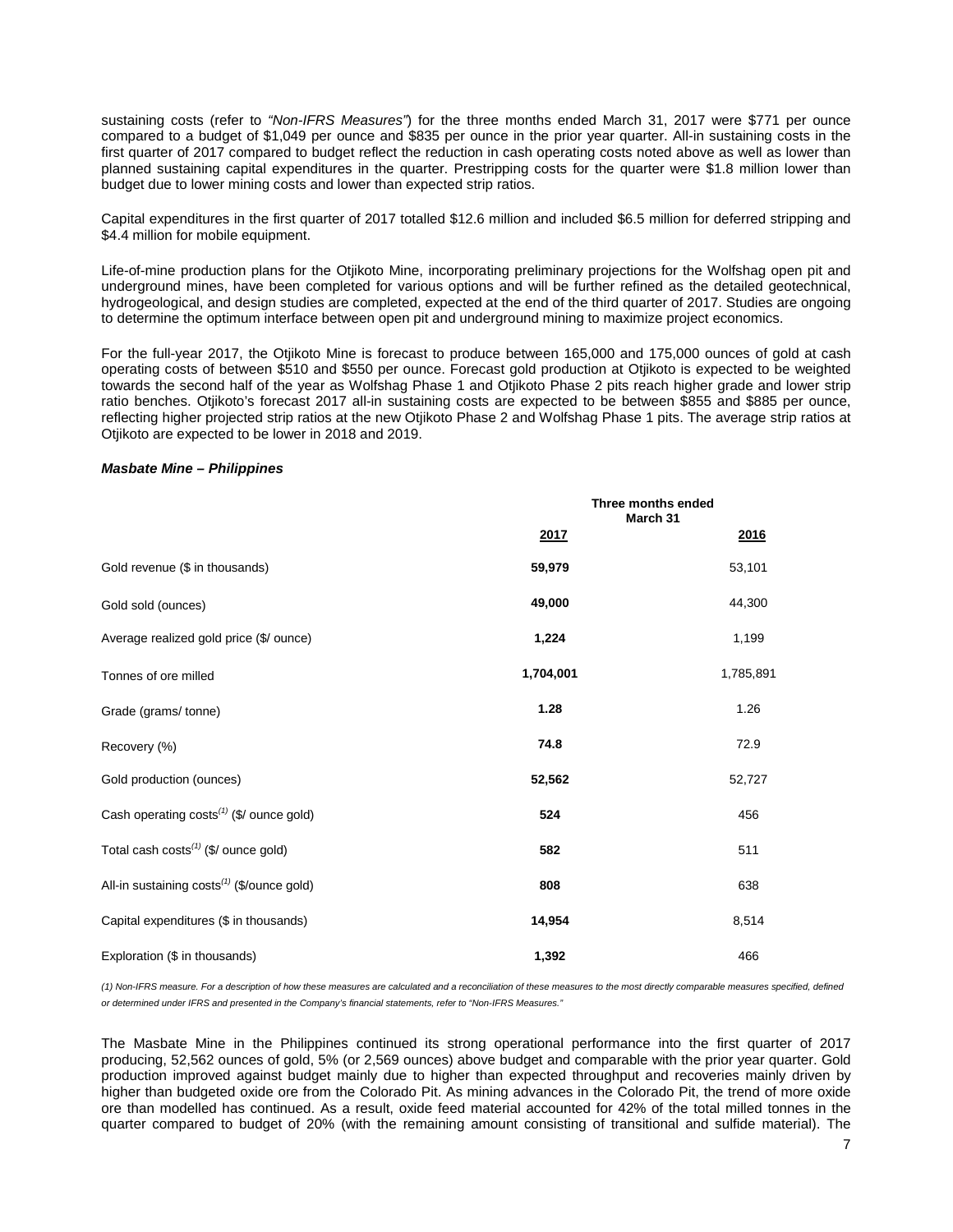sustaining costs (refer to *"Non-IFRS Measures"*) for the three months ended March 31, 2017 were $771 per ounce compared to a budget of $1,049 per ounce and $835 per ounce in the prior year quarter. All-in sustaining costs in the first quarter of 2017 compared to budget reflect the reduction in cash operating costs noted above as well as lower than planned sustaining capital expenditures in the quarter. Prestripping costs for the quarter were $1.8 million lower than budget due to lower mining costs and lower than expected strip ratios.

Capital expenditures in the first quarter of 2017 totalled $12.6 million and included $6.5 million for deferred stripping and $4.4 million for mobile equipment.

Life-of-mine production plans for the Otjikoto Mine, incorporating preliminary projections for the Wolfshag open pit and underground mines, have been completed for various options and will be further refined as the detailed geotechnical, hydrogeological, and design studies are completed, expected at the end of the third quarter of 2017. Studies are ongoing to determine the optimum interface between open pit and underground mining to maximize project economics.

For the full-year 2017, the Otjikoto Mine is forecast to produce between 165,000 and 175,000 ounces of gold at cash operating costs of between $510 and $550 per ounce. Forecast gold production at Otjikoto is expected to be weighted towards the second half of the year as Wolfshag Phase 1 and Otjikoto Phase 2 pits reach higher grade and lower strip ratio benches. Otjikoto's forecast 2017 all-in sustaining costs are expected to be between $855 and $885 per ounce, reflecting higher projected strip ratios at the new Otjikoto Phase 2 and Wolfshag Phase 1 pits. The average strip ratios at Otjikoto are expected to be lower in 2018 and 2019.

***Masbate Mine – Philippines***

| | Three months ended March 31 | |
|---|---|---|
| | 2017 | 2016 |
| Gold revenue ($ in thousands) | **59,979** | 53,101 |
| Gold sold (ounces) | **49,000** | 44,300 |
| Average realized gold price ($/ ounce) | **1,224** | 1,199 |
| Tonnes of ore milled | **1,704,001** | 1,785,891 |
| Grade (grams/ tonne) | **1.28** | 1.26 |
| Recovery (%) | **74.8** | 72.9 |
| Gold production (ounces) | **52,562** | 52,727 |
| Cash operating costs[(1)] ($/ ounce gold) | **524** | 456 |
| Total cash costs[(1)] ($/ ounce gold) | **582** | 511 |
| All-in sustaining costs[(1)] ($/ounce gold) | **808** | 638 |
| Capital expenditures ($ in thousands) | **14,954** | 8,514 |
| Exploration ($ in thousands) | **1,392** | 466 |

*(1) Non-IFRS measure. For a description of how these measures are calculated and a reconciliation of these measures to the most directly comparable measures specified, defined or determined under IFRS and presented in the Company's financial statements, refer to "Non-IFRS Measures."*

The Masbate Mine in the Philippines continued its strong operational performance into the first quarter of 2017 producing, 52,562 ounces of gold, 5% (or 2,569 ounces) above budget and comparable with the prior year quarter. Gold production improved against budget mainly due to higher than expected throughput and recoveries mainly driven by higher than budgeted oxide ore from the Colorado Pit. As mining advances in the Colorado Pit, the trend of more oxide ore than modelled has continued. As a result, oxide feed material accounted for 42% of the total milled tonnes in the quarter compared to budget of 20% (with the remaining amount consisting of transitional and sulfide material). The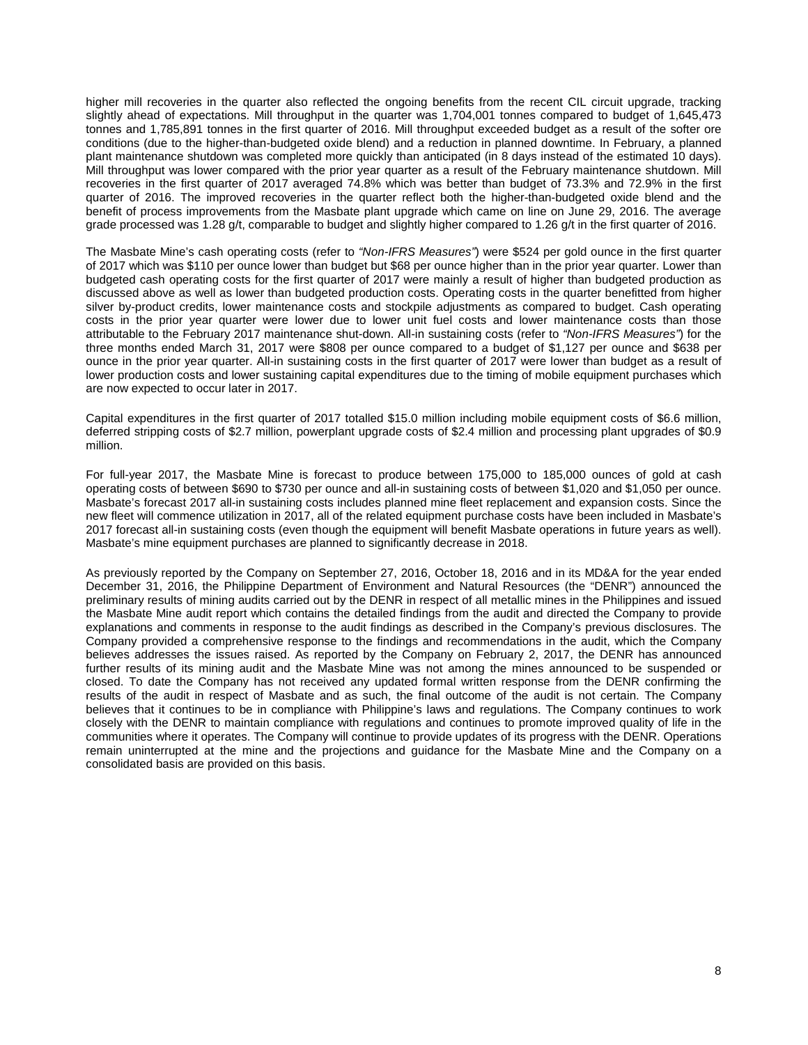higher mill recoveries in the quarter also reflected the ongoing benefits from the recent CIL circuit upgrade, tracking slightly ahead of expectations. Mill throughput in the quarter was 1,704,001 tonnes compared to budget of 1,645,473 tonnes and 1,785,891 tonnes in the first quarter of 2016. Mill throughput exceeded budget as a result of the softer ore conditions (due to the higher-than-budgeted oxide blend) and a reduction in planned downtime. In February, a planned plant maintenance shutdown was completed more quickly than anticipated (in 8 days instead of the estimated 10 days). Mill throughput was lower compared with the prior year quarter as a result of the February maintenance shutdown. Mill recoveries in the first quarter of 2017 averaged 74.8% which was better than budget of 73.3% and 72.9% in the first quarter of 2016. The improved recoveries in the quarter reflect both the higher-than-budgeted oxide blend and the benefit of process improvements from the Masbate plant upgrade which came on line on June 29, 2016. The average grade processed was 1.28 g/t, comparable to budget and slightly higher compared to 1.26 g/t in the first quarter of 2016.

The Masbate Mine's cash operating costs (refer to *"Non-IFRS Measures"*) were $524 per gold ounce in the first quarter of 2017 which was $110 per ounce lower than budget but $68 per ounce higher than in the prior year quarter. Lower than budgeted cash operating costs for the first quarter of 2017 were mainly a result of higher than budgeted production as discussed above as well as lower than budgeted production costs. Operating costs in the quarter benefitted from higher silver by-product credits, lower maintenance costs and stockpile adjustments as compared to budget. Cash operating costs in the prior year quarter were lower due to lower unit fuel costs and lower maintenance costs than those attributable to the February 2017 maintenance shut-down. All-in sustaining costs (refer to *"Non-IFRS Measures"*) for the three months ended March 31, 2017 were $808 per ounce compared to a budget of $1,127 per ounce and $638 per ounce in the prior year quarter. All-in sustaining costs in the first quarter of 2017 were lower than budget as a result of lower production costs and lower sustaining capital expenditures due to the timing of mobile equipment purchases which are now expected to occur later in 2017.

Capital expenditures in the first quarter of 2017 totalled $15.0 million including mobile equipment costs of $6.6 million, deferred stripping costs of $2.7 million, powerplant upgrade costs of $2.4 million and processing plant upgrades of $0.9 million.

For full-year 2017, the Masbate Mine is forecast to produce between 175,000 to 185,000 ounces of gold at cash operating costs of between $690 to $730 per ounce and all-in sustaining costs of between $1,020 and $1,050 per ounce. Masbate's forecast 2017 all-in sustaining costs includes planned mine fleet replacement and expansion costs. Since the new fleet will commence utilization in 2017, all of the related equipment purchase costs have been included in Masbate's 2017 forecast all-in sustaining costs (even though the equipment will benefit Masbate operations in future years as well). Masbate's mine equipment purchases are planned to significantly decrease in 2018.

As previously reported by the Company on September 27, 2016, October 18, 2016 and in its MD&A for the year ended December 31, 2016, the Philippine Department of Environment and Natural Resources (the "DENR") announced the preliminary results of mining audits carried out by the DENR in respect of all metallic mines in the Philippines and issued the Masbate Mine audit report which contains the detailed findings from the audit and directed the Company to provide explanations and comments in response to the audit findings as described in the Company's previous disclosures. The Company provided a comprehensive response to the findings and recommendations in the audit, which the Company believes addresses the issues raised. As reported by the Company on February 2, 2017, the DENR has announced further results of its mining audit and the Masbate Mine was not among the mines announced to be suspended or closed. To date the Company has not received any updated formal written response from the DENR confirming the results of the audit in respect of Masbate and as such, the final outcome of the audit is not certain. The Company believes that it continues to be in compliance with Philippine's laws and regulations. The Company continues to work closely with the DENR to maintain compliance with regulations and continues to promote improved quality of life in the communities where it operates. The Company will continue to provide updates of its progress with the DENR. Operations remain uninterrupted at the mine and the projections and guidance for the Masbate Mine and the Company on a consolidated basis are provided on this basis.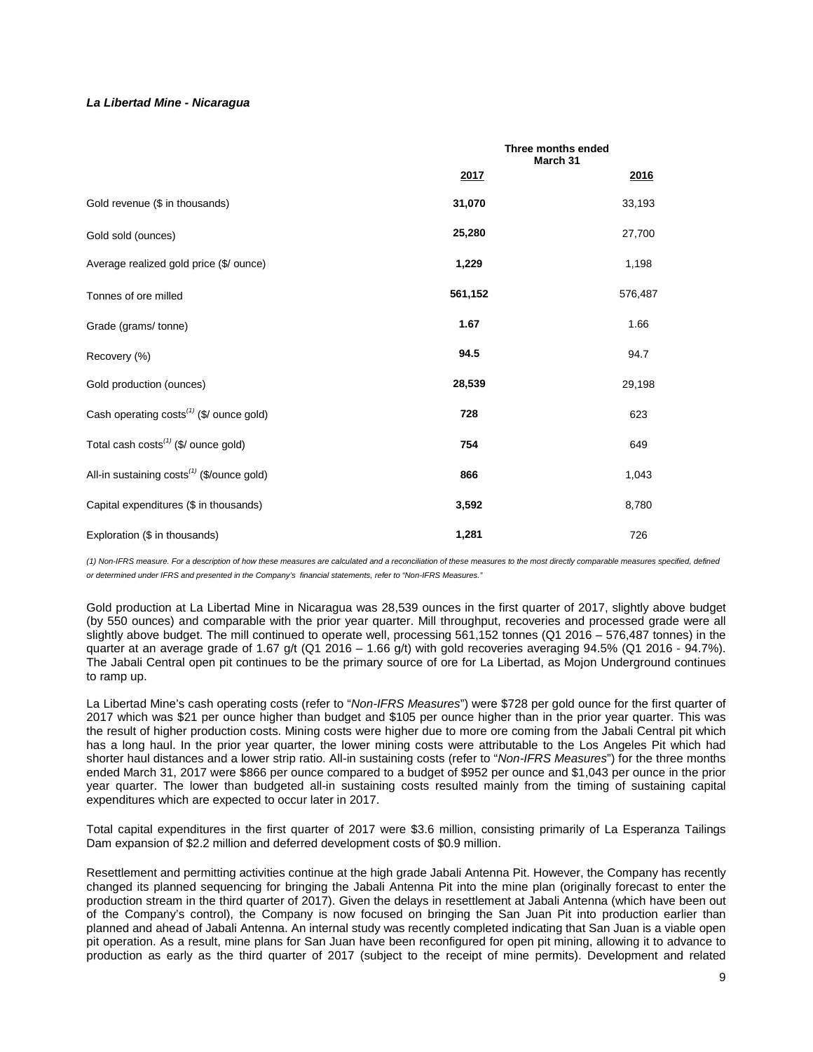***La Libertad Mine - Nicaragua***

| | Three months ended March 31 | |
|---|---|---|
| | **2017** | **2016** |
| Gold revenue ($ in thousands) | **31,070** | 33,193 |
| Gold sold (ounces) | **25,280** | 27,700 |
| Average realized gold price ($/ ounce) | **1,229** | 1,198 |
| Tonnes of ore milled | **561,152** | 576,487 |
| Grade (grams/ tonne) | **1.67** | 1.66 |
| Recovery (%) | **94.5** | 94.7 |
| Gold production (ounces) | **28,539** | 29,198 |
| Cash operating costs(1) ($/ ounce gold) | **728** | 623 |
| Total cash costs(1) ($/ ounce gold) | **754** | 649 |
| All-in sustaining costs(1) ($/ounce gold) | **866** | 1,043 |
| Capital expenditures ($ in thousands) | **3,592** | 8,780 |
| Exploration ($ in thousands) | **1,281** | 726 |

*(1) Non-IFRS measure. For a description of how these measures are calculated and a reconciliation of these measures to the most directly comparable measures specified, defined or determined under IFRS and presented in the Company's financial statements, refer to "Non-IFRS Measures."*

Gold production at La Libertad Mine in Nicaragua was 28,539 ounces in the first quarter of 2017, slightly above budget (by 550 ounces) and comparable with the prior year quarter. Mill throughput, recoveries and processed grade were all slightly above budget. The mill continued to operate well, processing 561,152 tonnes (Q1 2016 – 576,487 tonnes) in the quarter at an average grade of 1.67 g/t (Q1 2016 – 1.66 g/t) with gold recoveries averaging 94.5% (Q1 2016 - 94.7%). The Jabali Central open pit continues to be the primary source of ore for La Libertad, as Mojon Underground continues to ramp up.

La Libertad Mine's cash operating costs (refer to "*Non-IFRS Measures*") were $728 per gold ounce for the first quarter of 2017 which was $21 per ounce higher than budget and $105 per ounce higher than in the prior year quarter. This was the result of higher production costs. Mining costs were higher due to more ore coming from the Jabali Central pit which has a long haul. In the prior year quarter, the lower mining costs were attributable to the Los Angeles Pit which had shorter haul distances and a lower strip ratio. All-in sustaining costs (refer to "*Non-IFRS Measures*") for the three months ended March 31, 2017 were $866 per ounce compared to a budget of $952 per ounce and $1,043 per ounce in the prior year quarter. The lower than budgeted all-in sustaining costs resulted mainly from the timing of sustaining capital expenditures which are expected to occur later in 2017.

Total capital expenditures in the first quarter of 2017 were $3.6 million, consisting primarily of La Esperanza Tailings Dam expansion of $2.2 million and deferred development costs of $0.9 million.

Resettlement and permitting activities continue at the high grade Jabali Antenna Pit. However, the Company has recently changed its planned sequencing for bringing the Jabali Antenna Pit into the mine plan (originally forecast to enter the production stream in the third quarter of 2017). Given the delays in resettlement at Jabali Antenna (which have been out of the Company's control), the Company is now focused on bringing the San Juan Pit into production earlier than planned and ahead of Jabali Antenna. An internal study was recently completed indicating that San Juan is a viable open pit operation. As a result, mine plans for San Juan have been reconfigured for open pit mining, allowing it to advance to production as early as the third quarter of 2017 (subject to the receipt of mine permits). Development and related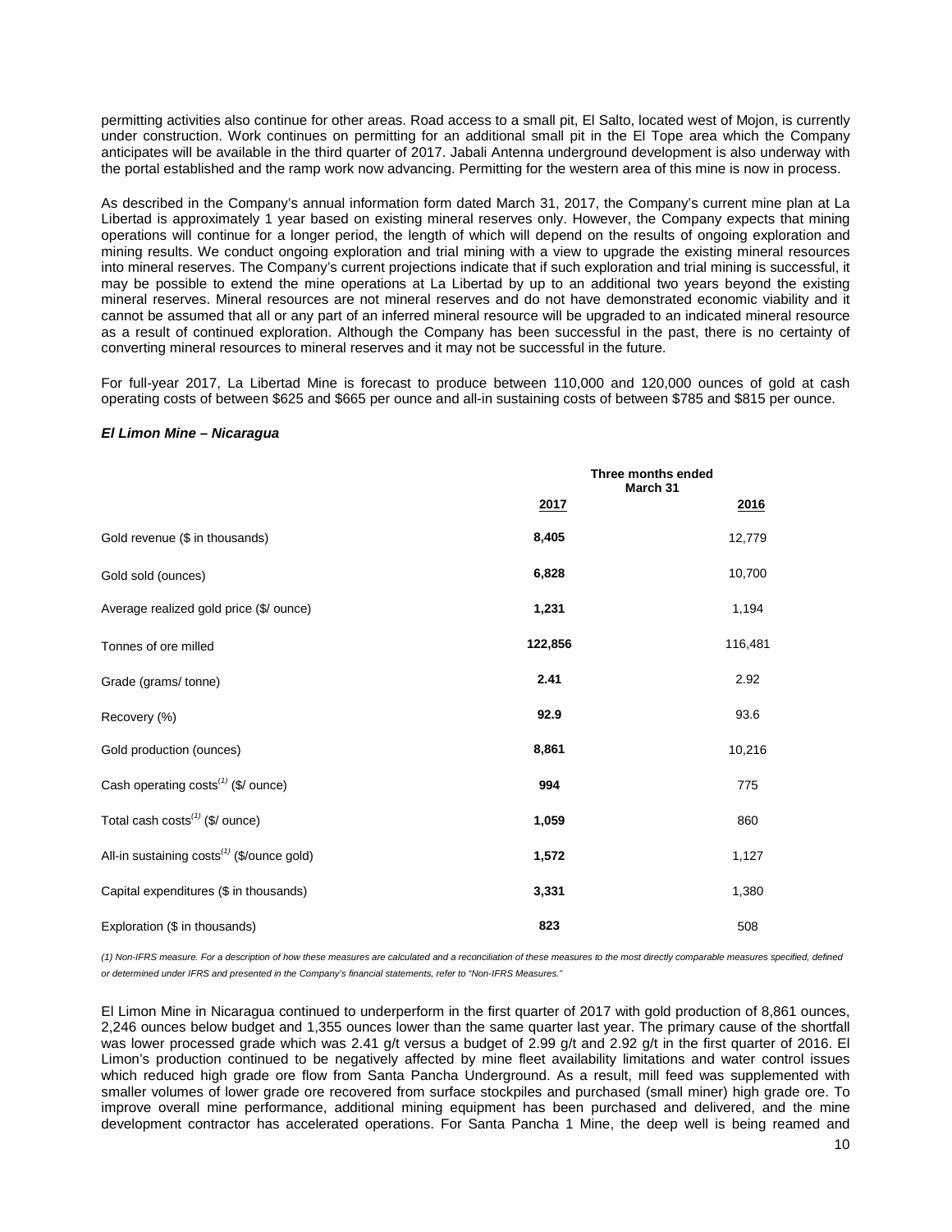permitting activities also continue for other areas. Road access to a small pit, El Salto, located west of Mojon, is currently under construction. Work continues on permitting for an additional small pit in the El Tope area which the Company anticipates will be available in the third quarter of 2017. Jabali Antenna underground development is also underway with the portal established and the ramp work now advancing. Permitting for the western area of this mine is now in process.

As described in the Company's annual information form dated March 31, 2017, the Company's current mine plan at La Libertad is approximately 1 year based on existing mineral reserves only. However, the Company expects that mining operations will continue for a longer period, the length of which will depend on the results of ongoing exploration and mining results. We conduct ongoing exploration and trial mining with a view to upgrade the existing mineral resources into mineral reserves. The Company's current projections indicate that if such exploration and trial mining is successful, it may be possible to extend the mine operations at La Libertad by up to an additional two years beyond the existing mineral reserves. Mineral resources are not mineral reserves and do not have demonstrated economic viability and it cannot be assumed that all or any part of an inferred mineral resource will be upgraded to an indicated mineral resource as a result of continued exploration. Although the Company has been successful in the past, there is no certainty of converting mineral resources to mineral reserves and it may not be successful in the future.

For full-year 2017, La Libertad Mine is forecast to produce between 110,000 and 120,000 ounces of gold at cash operating costs of between $625 and $665 per ounce and all-in sustaining costs of between $785 and $815 per ounce.

### *El Limon Mine – Nicaragua*

| | Three months ended March 31 | |
|---|---|---|
| | **2017** | **2016** |
| Gold revenue ($ in thousands) | **8,405** | 12,779 |
| Gold sold (ounces) | **6,828** | 10,700 |
| Average realized gold price ($/ ounce) | **1,231** | 1,194 |
| Tonnes of ore milled | **122,856** | 116,481 |
| Grade (grams/ tonne) | **2.41** | 2.92 |
| Recovery (%) | **92.9** | 93.6 |
| Gold production (ounces) | **8,861** | 10,216 |
| Cash operating costs[(1)] ($/ ounce) | **994** | 775 |
| Total cash costs[(1)] ($/ ounce) | **1,059** | 860 |
| All-in sustaining costs[(1)] ($/ounce gold) | **1,572** | 1,127 |
| Capital expenditures ($ in thousands) | **3,331** | 1,380 |
| Exploration ($ in thousands) | **823** | 508 |

*(1) Non-IFRS measure. For a description of how these measures are calculated and a reconciliation of these measures to the most directly comparable measures specified, defined or determined under IFRS and presented in the Company's financial statements, refer to "Non-IFRS Measures."*

El Limon Mine in Nicaragua continued to underperform in the first quarter of 2017 with gold production of 8,861 ounces, 2,246 ounces below budget and 1,355 ounces lower than the same quarter last year. The primary cause of the shortfall was lower processed grade which was 2.41 g/t versus a budget of 2.99 g/t and 2.92 g/t in the first quarter of 2016. El Limon's production continued to be negatively affected by mine fleet availability limitations and water control issues which reduced high grade ore flow from Santa Pancha Underground. As a result, mill feed was supplemented with smaller volumes of lower grade ore recovered from surface stockpiles and purchased (small miner) high grade ore. To improve overall mine performance, additional mining equipment has been purchased and delivered, and the mine development contractor has accelerated operations. For Santa Pancha 1 Mine, the deep well is being reamed and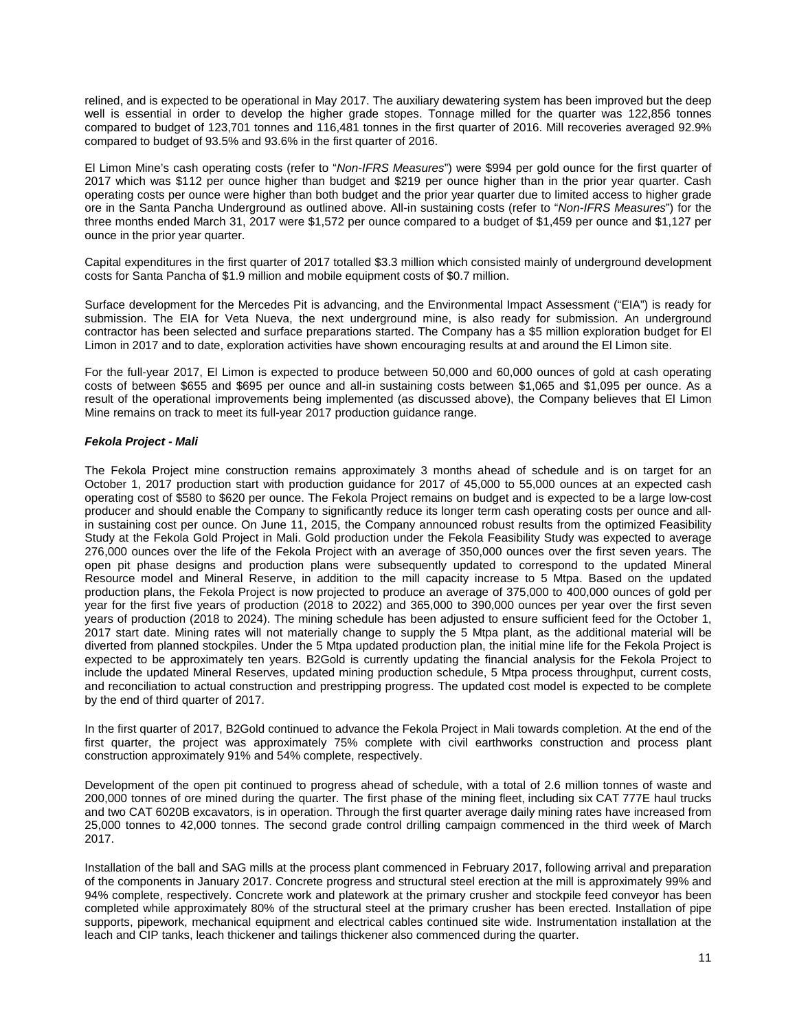relined, and is expected to be operational in May 2017. The auxiliary dewatering system has been improved but the deep well is essential in order to develop the higher grade stopes. Tonnage milled for the quarter was 122,856 tonnes compared to budget of 123,701 tonnes and 116,481 tonnes in the first quarter of 2016. Mill recoveries averaged 92.9% compared to budget of 93.5% and 93.6% in the first quarter of 2016.

El Limon Mine's cash operating costs (refer to "*Non-IFRS Measures*") were $994 per gold ounce for the first quarter of 2017 which was $112 per ounce higher than budget and $219 per ounce higher than in the prior year quarter. Cash operating costs per ounce were higher than both budget and the prior year quarter due to limited access to higher grade ore in the Santa Pancha Underground as outlined above. All-in sustaining costs (refer to "*Non-IFRS Measures*") for the three months ended March 31, 2017 were $1,572 per ounce compared to a budget of $1,459 per ounce and $1,127 per ounce in the prior year quarter.

Capital expenditures in the first quarter of 2017 totalled $3.3 million which consisted mainly of underground development costs for Santa Pancha of $1.9 million and mobile equipment costs of $0.7 million.

Surface development for the Mercedes Pit is advancing, and the Environmental Impact Assessment ("EIA") is ready for submission. The EIA for Veta Nueva, the next underground mine, is also ready for submission. An underground contractor has been selected and surface preparations started. The Company has a $5 million exploration budget for El Limon in 2017 and to date, exploration activities have shown encouraging results at and around the El Limon site.

For the full-year 2017, El Limon is expected to produce between 50,000 and 60,000 ounces of gold at cash operating costs of between $655 and $695 per ounce and all-in sustaining costs between $1,065 and $1,095 per ounce. As a result of the operational improvements being implemented (as discussed above), the Company believes that El Limon Mine remains on track to meet its full-year 2017 production guidance range.

***Fekola Project - Mali***

The Fekola Project mine construction remains approximately 3 months ahead of schedule and is on target for an October 1, 2017 production start with production guidance for 2017 of 45,000 to 55,000 ounces at an expected cash operating cost of $580 to $620 per ounce. The Fekola Project remains on budget and is expected to be a large low-cost producer and should enable the Company to significantly reduce its longer term cash operating costs per ounce and all-in sustaining cost per ounce. On June 11, 2015, the Company announced robust results from the optimized Feasibility Study at the Fekola Gold Project in Mali. Gold production under the Fekola Feasibility Study was expected to average 276,000 ounces over the life of the Fekola Project with an average of 350,000 ounces over the first seven years. The open pit phase designs and production plans were subsequently updated to correspond to the updated Mineral Resource model and Mineral Reserve, in addition to the mill capacity increase to 5 Mtpa. Based on the updated production plans, the Fekola Project is now projected to produce an average of 375,000 to 400,000 ounces of gold per year for the first five years of production (2018 to 2022) and 365,000 to 390,000 ounces per year over the first seven years of production (2018 to 2024). The mining schedule has been adjusted to ensure sufficient feed for the October 1, 2017 start date. Mining rates will not materially change to supply the 5 Mtpa plant, as the additional material will be diverted from planned stockpiles. Under the 5 Mtpa updated production plan, the initial mine life for the Fekola Project is expected to be approximately ten years. B2Gold is currently updating the financial analysis for the Fekola Project to include the updated Mineral Reserves, updated mining production schedule, 5 Mtpa process throughput, current costs, and reconciliation to actual construction and prestripping progress. The updated cost model is expected to be complete by the end of third quarter of 2017.

In the first quarter of 2017, B2Gold continued to advance the Fekola Project in Mali towards completion. At the end of the first quarter, the project was approximately 75% complete with civil earthworks construction and process plant construction approximately 91% and 54% complete, respectively.

Development of the open pit continued to progress ahead of schedule, with a total of 2.6 million tonnes of waste and 200,000 tonnes of ore mined during the quarter. The first phase of the mining fleet, including six CAT 777E haul trucks and two CAT 6020B excavators, is in operation. Through the first quarter average daily mining rates have increased from 25,000 tonnes to 42,000 tonnes. The second grade control drilling campaign commenced in the third week of March 2017.

Installation of the ball and SAG mills at the process plant commenced in February 2017, following arrival and preparation of the components in January 2017. Concrete progress and structural steel erection at the mill is approximately 99% and 94% complete, respectively. Concrete work and platework at the primary crusher and stockpile feed conveyor has been completed while approximately 80% of the structural steel at the primary crusher has been erected. Installation of pipe supports, pipework, mechanical equipment and electrical cables continued site wide. Instrumentation installation at the leach and CIP tanks, leach thickener and tailings thickener also commenced during the quarter.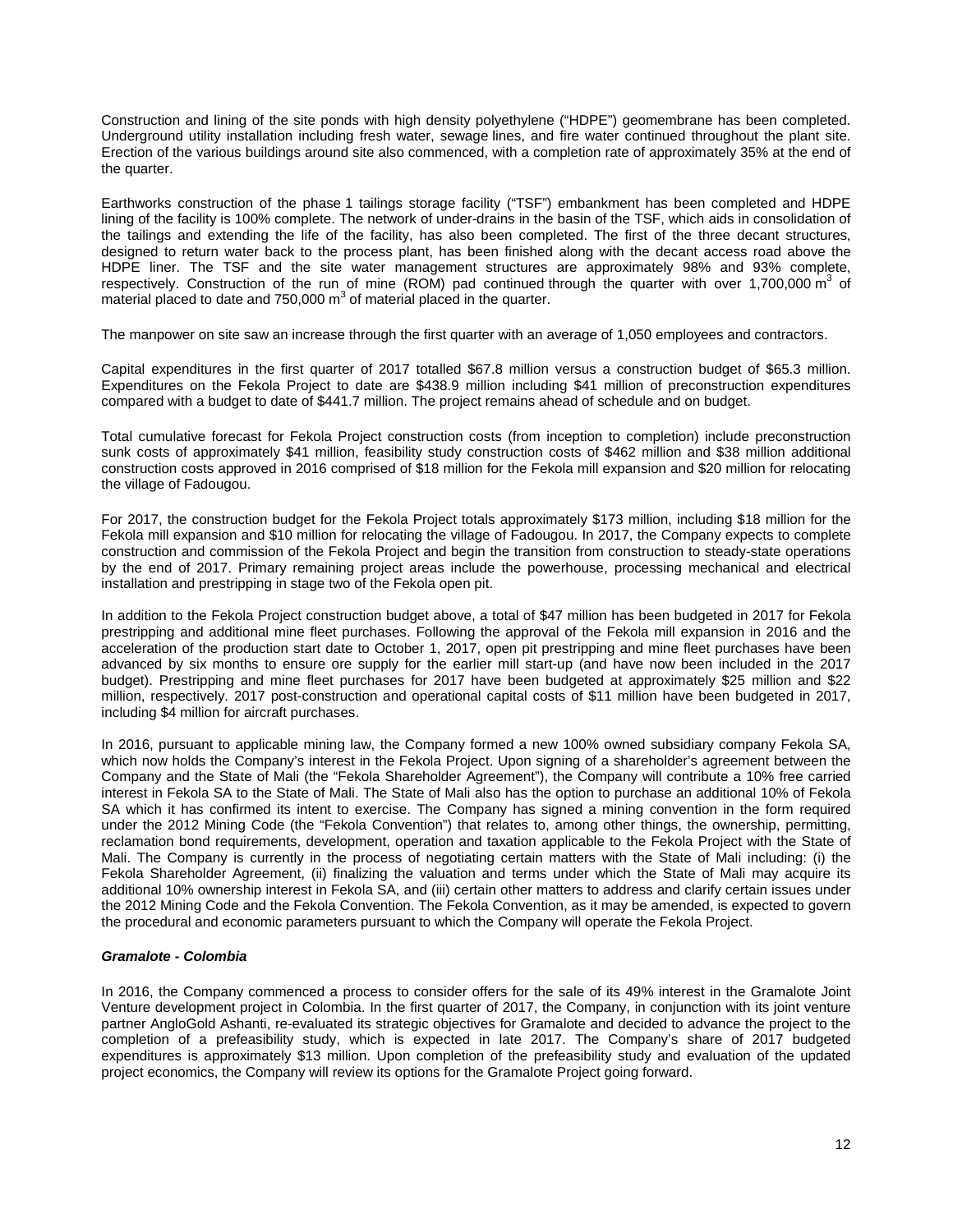Construction and lining of the site ponds with high density polyethylene ("HDPE") geomembrane has been completed. Underground utility installation including fresh water, sewage lines, and fire water continued throughout the plant site. Erection of the various buildings around site also commenced, with a completion rate of approximately 35% at the end of the quarter.

Earthworks construction of the phase 1 tailings storage facility ("TSF") embankment has been completed and HDPE lining of the facility is 100% complete. The network of under-drains in the basin of the TSF, which aids in consolidation of the tailings and extending the life of the facility, has also been completed. The first of the three decant structures, designed to return water back to the process plant, has been finished along with the decant access road above the HDPE liner. The TSF and the site water management structures are approximately 98% and 93% complete, respectively. Construction of the run of mine (ROM) pad continued through the quarter with over 1,700,000 $m^3$ of material placed to date and 750,000 $m^3$ of material placed in the quarter.

The manpower on site saw an increase through the first quarter with an average of 1,050 employees and contractors.

Capital expenditures in the first quarter of 2017 totalled $67.8 million versus a construction budget of $65.3 million. Expenditures on the Fekola Project to date are $438.9 million including $41 million of preconstruction expenditures compared with a budget to date of $441.7 million. The project remains ahead of schedule and on budget.

Total cumulative forecast for Fekola Project construction costs (from inception to completion) include preconstruction sunk costs of approximately $41 million, feasibility study construction costs of $462 million and $38 million additional construction costs approved in 2016 comprised of $18 million for the Fekola mill expansion and $20 million for relocating the village of Fadougou.

For 2017, the construction budget for the Fekola Project totals approximately $173 million, including $18 million for the Fekola mill expansion and $10 million for relocating the village of Fadougou. In 2017, the Company expects to complete construction and commission of the Fekola Project and begin the transition from construction to steady-state operations by the end of 2017. Primary remaining project areas include the powerhouse, processing mechanical and electrical installation and prestripping in stage two of the Fekola open pit.

In addition to the Fekola Project construction budget above, a total of $47 million has been budgeted in 2017 for Fekola prestripping and additional mine fleet purchases. Following the approval of the Fekola mill expansion in 2016 and the acceleration of the production start date to October 1, 2017, open pit prestripping and mine fleet purchases have been advanced by six months to ensure ore supply for the earlier mill start-up (and have now been included in the 2017 budget). Prestripping and mine fleet purchases for 2017 have been budgeted at approximately $25 million and $22 million, respectively. 2017 post-construction and operational capital costs of $11 million have been budgeted in 2017, including $4 million for aircraft purchases.

In 2016, pursuant to applicable mining law, the Company formed a new 100% owned subsidiary company Fekola SA, which now holds the Company's interest in the Fekola Project. Upon signing of a shareholder's agreement between the Company and the State of Mali (the "Fekola Shareholder Agreement"), the Company will contribute a 10% free carried interest in Fekola SA to the State of Mali. The State of Mali also has the option to purchase an additional 10% of Fekola SA which it has confirmed its intent to exercise. The Company has signed a mining convention in the form required under the 2012 Mining Code (the "Fekola Convention") that relates to, among other things, the ownership, permitting, reclamation bond requirements, development, operation and taxation applicable to the Fekola Project with the State of Mali. The Company is currently in the process of negotiating certain matters with the State of Mali including: (i) the Fekola Shareholder Agreement, (ii) finalizing the valuation and terms under which the State of Mali may acquire its additional 10% ownership interest in Fekola SA, and (iii) certain other matters to address and clarify certain issues under the 2012 Mining Code and the Fekola Convention. The Fekola Convention, as it may be amended, is expected to govern the procedural and economic parameters pursuant to which the Company will operate the Fekola Project.

***Gramalote - Colombia***

In 2016, the Company commenced a process to consider offers for the sale of its 49% interest in the Gramalote Joint Venture development project in Colombia. In the first quarter of 2017, the Company, in conjunction with its joint venture partner AngloGold Ashanti, re-evaluated its strategic objectives for Gramalote and decided to advance the project to the completion of a prefeasibility study, which is expected in late 2017. The Company's share of 2017 budgeted expenditures is approximately $13 million. Upon completion of the prefeasibility study and evaluation of the updated project economics, the Company will review its options for the Gramalote Project going forward.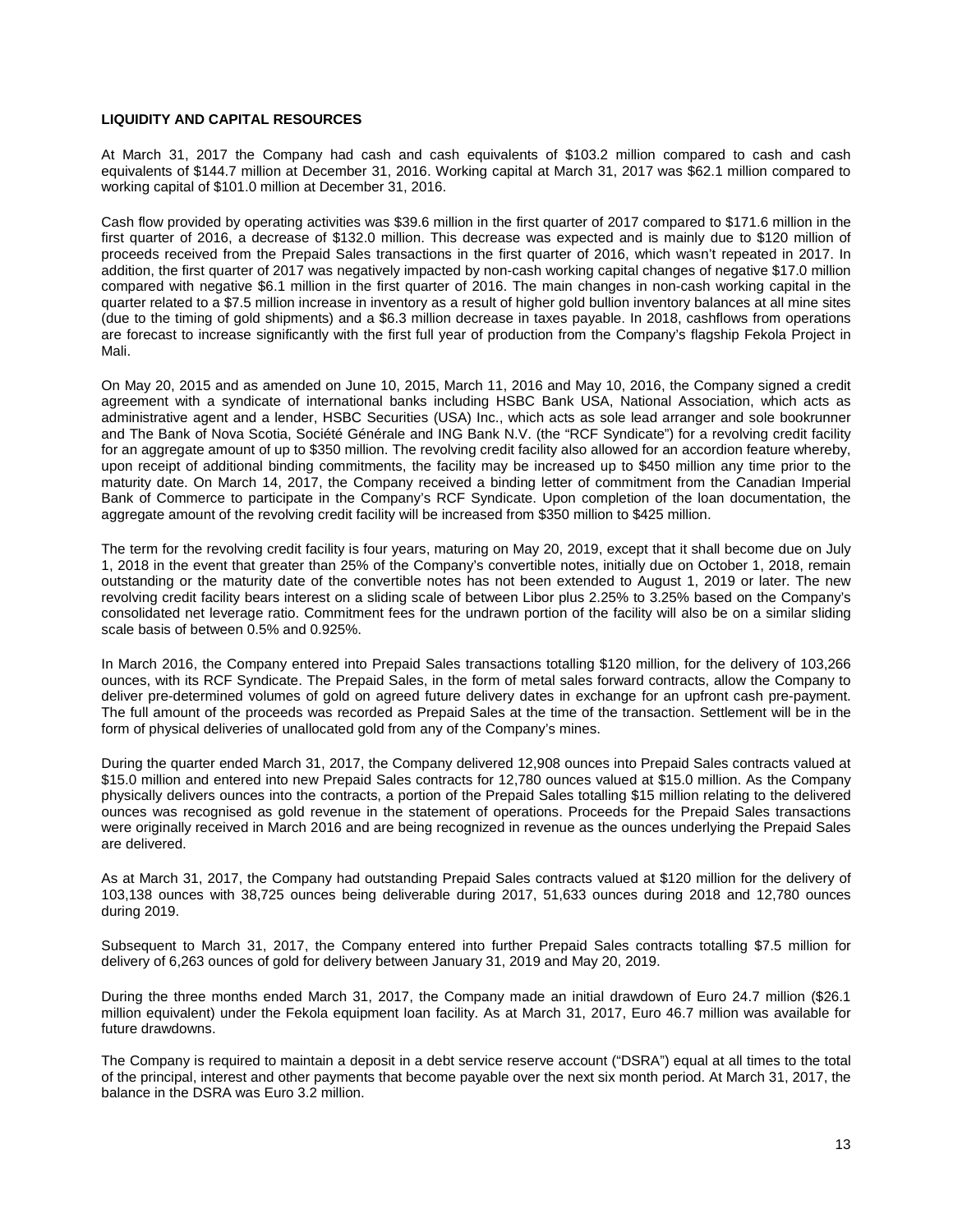**LIQUIDITY AND CAPITAL RESOURCES**

At March 31, 2017 the Company had cash and cash equivalents of $103.2 million compared to cash and cash equivalents of $144.7 million at December 31, 2016. Working capital at March 31, 2017 was $62.1 million compared to working capital of $101.0 million at December 31, 2016.

Cash flow provided by operating activities was $39.6 million in the first quarter of 2017 compared to $171.6 million in the first quarter of 2016, a decrease of $132.0 million. This decrease was expected and is mainly due to $120 million of proceeds received from the Prepaid Sales transactions in the first quarter of 2016, which wasn't repeated in 2017. In addition, the first quarter of 2017 was negatively impacted by non-cash working capital changes of negative $17.0 million compared with negative $6.1 million in the first quarter of 2016. The main changes in non-cash working capital in the quarter related to a $7.5 million increase in inventory as a result of higher gold bullion inventory balances at all mine sites (due to the timing of gold shipments) and a $6.3 million decrease in taxes payable. In 2018, cashflows from operations are forecast to increase significantly with the first full year of production from the Company's flagship Fekola Project in Mali.

On May 20, 2015 and as amended on June 10, 2015, March 11, 2016 and May 10, 2016, the Company signed a credit agreement with a syndicate of international banks including HSBC Bank USA, National Association, which acts as administrative agent and a lender, HSBC Securities (USA) Inc., which acts as sole lead arranger and sole bookrunner and The Bank of Nova Scotia, Société Générale and ING Bank N.V. (the "RCF Syndicate") for a revolving credit facility for an aggregate amount of up to $350 million. The revolving credit facility also allowed for an accordion feature whereby, upon receipt of additional binding commitments, the facility may be increased up to $450 million any time prior to the maturity date. On March 14, 2017, the Company received a binding letter of commitment from the Canadian Imperial Bank of Commerce to participate in the Company's RCF Syndicate. Upon completion of the loan documentation, the aggregate amount of the revolving credit facility will be increased from $350 million to $425 million.

The term for the revolving credit facility is four years, maturing on May 20, 2019, except that it shall become due on July 1, 2018 in the event that greater than 25% of the Company's convertible notes, initially due on October 1, 2018, remain outstanding or the maturity date of the convertible notes has not been extended to August 1, 2019 or later. The new revolving credit facility bears interest on a sliding scale of between Libor plus 2.25% to 3.25% based on the Company's consolidated net leverage ratio. Commitment fees for the undrawn portion of the facility will also be on a similar sliding scale basis of between 0.5% and 0.925%.

In March 2016, the Company entered into Prepaid Sales transactions totalling $120 million, for the delivery of 103,266 ounces, with its RCF Syndicate. The Prepaid Sales, in the form of metal sales forward contracts, allow the Company to deliver pre-determined volumes of gold on agreed future delivery dates in exchange for an upfront cash pre-payment. The full amount of the proceeds was recorded as Prepaid Sales at the time of the transaction. Settlement will be in the form of physical deliveries of unallocated gold from any of the Company's mines.

During the quarter ended March 31, 2017, the Company delivered 12,908 ounces into Prepaid Sales contracts valued at $15.0 million and entered into new Prepaid Sales contracts for 12,780 ounces valued at $15.0 million. As the Company physically delivers ounces into the contracts, a portion of the Prepaid Sales totalling $15 million relating to the delivered ounces was recognised as gold revenue in the statement of operations. Proceeds for the Prepaid Sales transactions were originally received in March 2016 and are being recognized in revenue as the ounces underlying the Prepaid Sales are delivered.

As at March 31, 2017, the Company had outstanding Prepaid Sales contracts valued at $120 million for the delivery of 103,138 ounces with 38,725 ounces being deliverable during 2017, 51,633 ounces during 2018 and 12,780 ounces during 2019.

Subsequent to March 31, 2017, the Company entered into further Prepaid Sales contracts totalling $7.5 million for delivery of 6,263 ounces of gold for delivery between January 31, 2019 and May 20, 2019.

During the three months ended March 31, 2017, the Company made an initial drawdown of Euro 24.7 million ($26.1 million equivalent) under the Fekola equipment loan facility. As at March 31, 2017, Euro 46.7 million was available for future drawdowns.

The Company is required to maintain a deposit in a debt service reserve account ("DSRA") equal at all times to the total of the principal, interest and other payments that become payable over the next six month period. At March 31, 2017, the balance in the DSRA was Euro 3.2 million.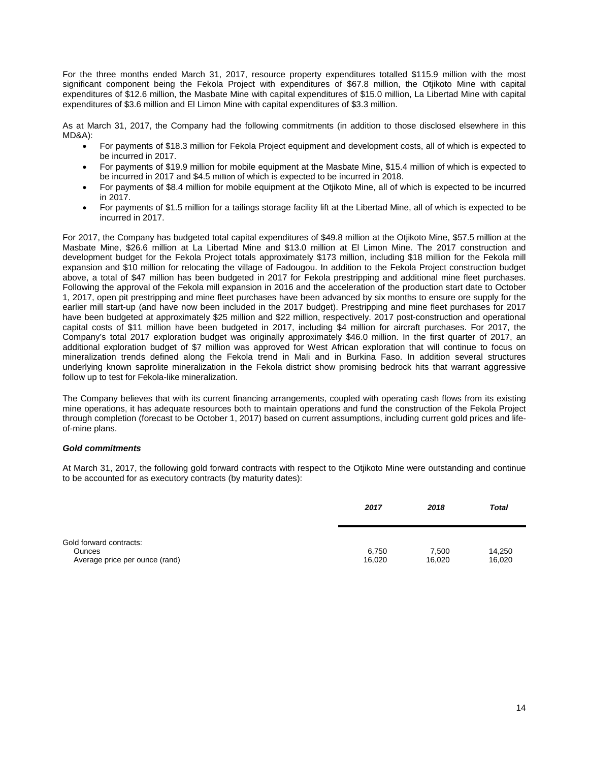For the three months ended March 31, 2017, resource property expenditures totalled $115.9 million with the most significant component being the Fekola Project with expenditures of $67.8 million, the Otjikoto Mine with capital expenditures of $12.6 million, the Masbate Mine with capital expenditures of $15.0 million, La Libertad Mine with capital expenditures of $3.6 million and El Limon Mine with capital expenditures of $3.3 million.

As at March 31, 2017, the Company had the following commitments (in addition to those disclosed elsewhere in this MD&A):

- For payments of $18.3 million for Fekola Project equipment and development costs, all of which is expected to be incurred in 2017.
- For payments of $19.9 million for mobile equipment at the Masbate Mine, $15.4 million of which is expected to be incurred in 2017 and $4.5 million of which is expected to be incurred in 2018.
- For payments of $8.4 million for mobile equipment at the Otjikoto Mine, all of which is expected to be incurred in 2017.
- For payments of $1.5 million for a tailings storage facility lift at the Libertad Mine, all of which is expected to be incurred in 2017.

For 2017, the Company has budgeted total capital expenditures of $49.8 million at the Otjikoto Mine, $57.5 million at the Masbate Mine, $26.6 million at La Libertad Mine and $13.0 million at El Limon Mine. The 2017 construction and development budget for the Fekola Project totals approximately $173 million, including $18 million for the Fekola mill expansion and $10 million for relocating the village of Fadougou. In addition to the Fekola Project construction budget above, a total of $47 million has been budgeted in 2017 for Fekola prestripping and additional mine fleet purchases. Following the approval of the Fekola mill expansion in 2016 and the acceleration of the production start date to October 1, 2017, open pit prestripping and mine fleet purchases have been advanced by six months to ensure ore supply for the earlier mill start-up (and have now been included in the 2017 budget). Prestripping and mine fleet purchases for 2017 have been budgeted at approximately $25 million and $22 million, respectively. 2017 post-construction and operational capital costs of $11 million have been budgeted in 2017, including $4 million for aircraft purchases. For 2017, the Company's total 2017 exploration budget was originally approximately $46.0 million. In the first quarter of 2017, an additional exploration budget of $7 million was approved for West African exploration that will continue to focus on mineralization trends defined along the Fekola trend in Mali and in Burkina Faso. In addition several structures underlying known saprolite mineralization in the Fekola district show promising bedrock hits that warrant aggressive follow up to test for Fekola-like mineralization.

The Company believes that with its current financing arrangements, coupled with operating cash flows from its existing mine operations, it has adequate resources both to maintain operations and fund the construction of the Fekola Project through completion (forecast to be October 1, 2017) based on current assumptions, including current gold prices and life-of-mine plans.

***Gold commitments***

At March 31, 2017, the following gold forward contracts with respect to the Otjikoto Mine were outstanding and continue to be accounted for as executory contracts (by maturity dates):

| | ***2017*** | ***2018*** | ***Total*** |
|---|---|---|---|
| Gold forward contracts: | | | |
| Ounces | 6,750 | 7,500 | 14,250 |
| Average price per ounce (rand) | 16,020 | 16,020 | 16,020 |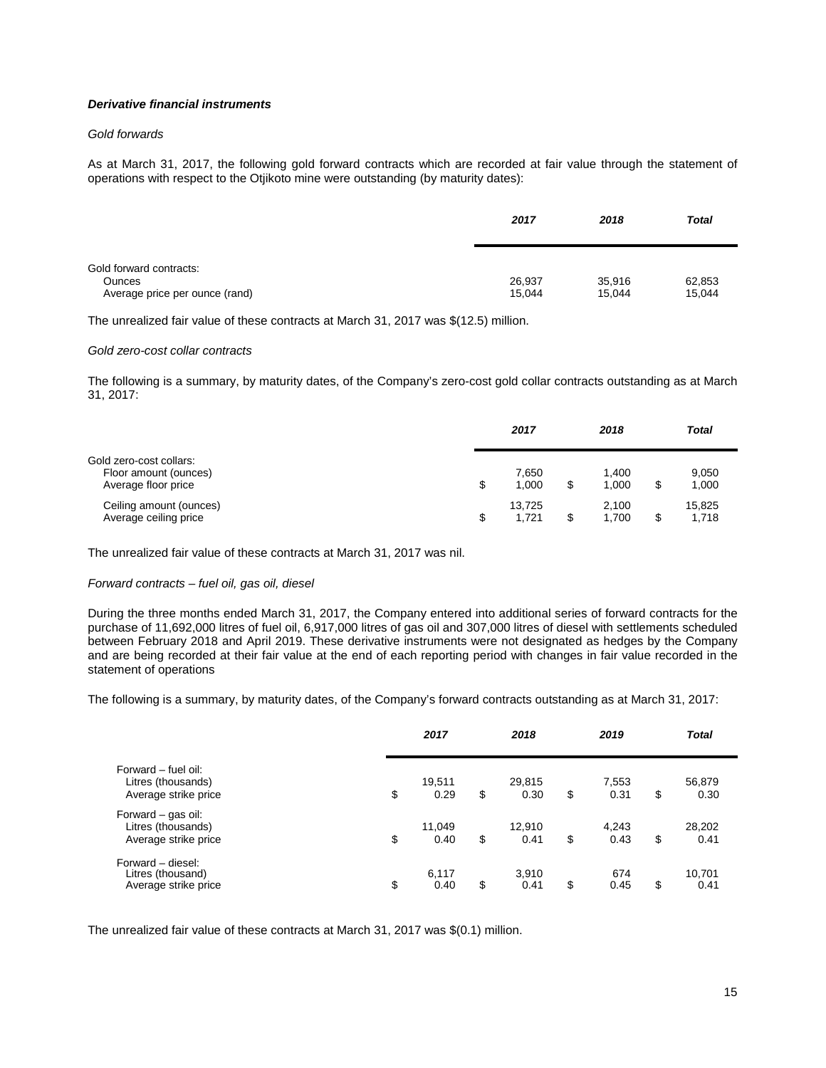***Derivative financial instruments***

*Gold forwards*

As at March 31, 2017, the following gold forward contracts which are recorded at fair value through the statement of operations with respect to the Otjikoto mine were outstanding (by maturity dates):

| | ***2017*** | ***2018*** | ***Total*** |
|---|---|---|---|
| Gold forward contracts: | | | |
| Ounces | 26,937 | 35,916 | 62,853 |
| Average price per ounce (rand) | 15,044 | 15,044 | 15,044 |

The unrealized fair value of these contracts at March 31, 2017 was $(12.5) million.

*Gold zero-cost collar contracts*

The following is a summary, by maturity dates, of the Company's zero-cost gold collar contracts outstanding as at March 31, 2017:

| | ***2017*** | ***2018*** | ***Total*** |
|---|---|---|---|
| Gold zero-cost collars: | | | |
| Floor amount (ounces) | 7,650 | 1,400 | 9,050 |
| Average floor price | $ 1,000 | $ 1,000 | $ 1,000 |
| Ceiling amount (ounces) | 13,725 | 2,100 | 15,825 |
| Average ceiling price | $ 1,721 | $ 1,700 | $ 1,718 |

The unrealized fair value of these contracts at March 31, 2017 was nil.

*Forward contracts – fuel oil, gas oil, diesel*

During the three months ended March 31, 2017, the Company entered into additional series of forward contracts for the purchase of 11,692,000 litres of fuel oil, 6,917,000 litres of gas oil and 307,000 litres of diesel with settlements scheduled between February 2018 and April 2019. These derivative instruments were not designated as hedges by the Company and are being recorded at their fair value at the end of each reporting period with changes in fair value recorded in the statement of operations

The following is a summary, by maturity dates, of the Company's forward contracts outstanding as at March 31, 2017:

| | ***2017*** | ***2018*** | ***2019*** | ***Total*** |
|---|---|---|---|---|
| Forward – fuel oil: | | | | |
| Litres (thousands) | 19,511 | 29,815 | 7,553 | 56,879 |
| Average strike price | $ 0.29 | $ 0.30 | $ 0.31 | $ 0.30 |
| Forward – gas oil: | | | | |
| Litres (thousands) | 11,049 | 12,910 | 4,243 | 28,202 |
| Average strike price | $ 0.40 | $ 0.41 | $ 0.43 | $ 0.41 |
| Forward – diesel: | | | | |
| Litres (thousand) | 6,117 | 3,910 | 674 | 10,701 |
| Average strike price | $ 0.40 | $ 0.41 | $ 0.45 | $ 0.41 |

The unrealized fair value of these contracts at March 31, 2017 was $(0.1) million.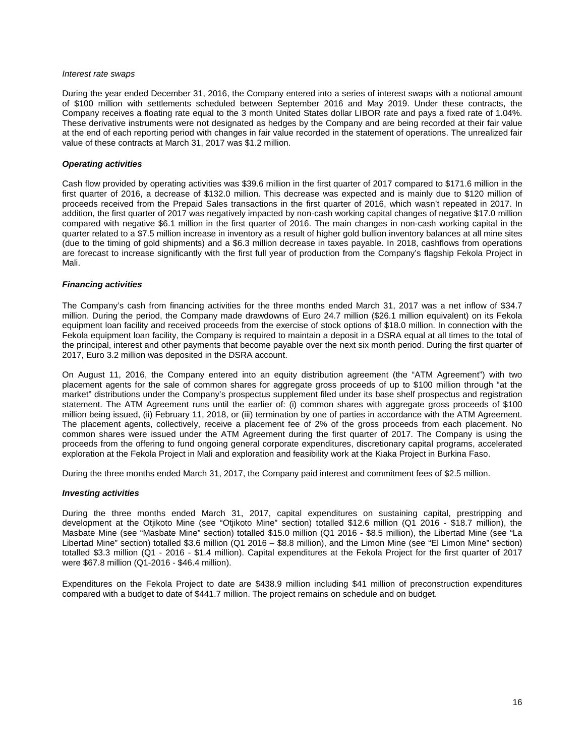*Interest rate swaps*

During the year ended December 31, 2016, the Company entered into a series of interest swaps with a notional amount of $100 million with settlements scheduled between September 2016 and May 2019. Under these contracts, the Company receives a floating rate equal to the 3 month United States dollar LIBOR rate and pays a fixed rate of 1.04%. These derivative instruments were not designated as hedges by the Company and are being recorded at their fair value at the end of each reporting period with changes in fair value recorded in the statement of operations. The unrealized fair value of these contracts at March 31, 2017 was $1.2 million.

***Operating activities***

Cash flow provided by operating activities was $39.6 million in the first quarter of 2017 compared to $171.6 million in the first quarter of 2016, a decrease of $132.0 million. This decrease was expected and is mainly due to $120 million of proceeds received from the Prepaid Sales transactions in the first quarter of 2016, which wasn't repeated in 2017. In addition, the first quarter of 2017 was negatively impacted by non-cash working capital changes of negative $17.0 million compared with negative $6.1 million in the first quarter of 2016. The main changes in non-cash working capital in the quarter related to a $7.5 million increase in inventory as a result of higher gold bullion inventory balances at all mine sites (due to the timing of gold shipments) and a $6.3 million decrease in taxes payable. In 2018, cashflows from operations are forecast to increase significantly with the first full year of production from the Company's flagship Fekola Project in Mali.

***Financing activities***

The Company's cash from financing activities for the three months ended March 31, 2017 was a net inflow of $34.7 million. During the period, the Company made drawdowns of Euro 24.7 million ($26.1 million equivalent) on its Fekola equipment loan facility and received proceeds from the exercise of stock options of $18.0 million. In connection with the Fekola equipment loan facility, the Company is required to maintain a deposit in a DSRA equal at all times to the total of the principal, interest and other payments that become payable over the next six month period. During the first quarter of 2017, Euro 3.2 million was deposited in the DSRA account.

On August 11, 2016, the Company entered into an equity distribution agreement (the "ATM Agreement") with two placement agents for the sale of common shares for aggregate gross proceeds of up to $100 million through "at the market" distributions under the Company's prospectus supplement filed under its base shelf prospectus and registration statement. The ATM Agreement runs until the earlier of: (i) common shares with aggregate gross proceeds of $100 million being issued, (ii) February 11, 2018, or (iii) termination by one of parties in accordance with the ATM Agreement. The placement agents, collectively, receive a placement fee of 2% of the gross proceeds from each placement. No common shares were issued under the ATM Agreement during the first quarter of 2017. The Company is using the proceeds from the offering to fund ongoing general corporate expenditures, discretionary capital programs, accelerated exploration at the Fekola Project in Mali and exploration and feasibility work at the Kiaka Project in Burkina Faso.

During the three months ended March 31, 2017, the Company paid interest and commitment fees of $2.5 million.

***Investing activities***

During the three months ended March 31, 2017, capital expenditures on sustaining capital, prestripping and development at the Otjikoto Mine (see "Otjikoto Mine" section) totalled $12.6 million (Q1 2016 - $18.7 million), the Masbate Mine (see "Masbate Mine" section) totalled $15.0 million (Q1 2016 - $8.5 million), the Libertad Mine (see "La Libertad Mine" section) totalled $3.6 million (Q1 2016 – $8.8 million), and the Limon Mine (see "El Limon Mine" section) totalled $3.3 million (Q1 - 2016 - $1.4 million). Capital expenditures at the Fekola Project for the first quarter of 2017 were $67.8 million (Q1-2016 - $46.4 million).

Expenditures on the Fekola Project to date are $438.9 million including $41 million of preconstruction expenditures compared with a budget to date of $441.7 million. The project remains on schedule and on budget.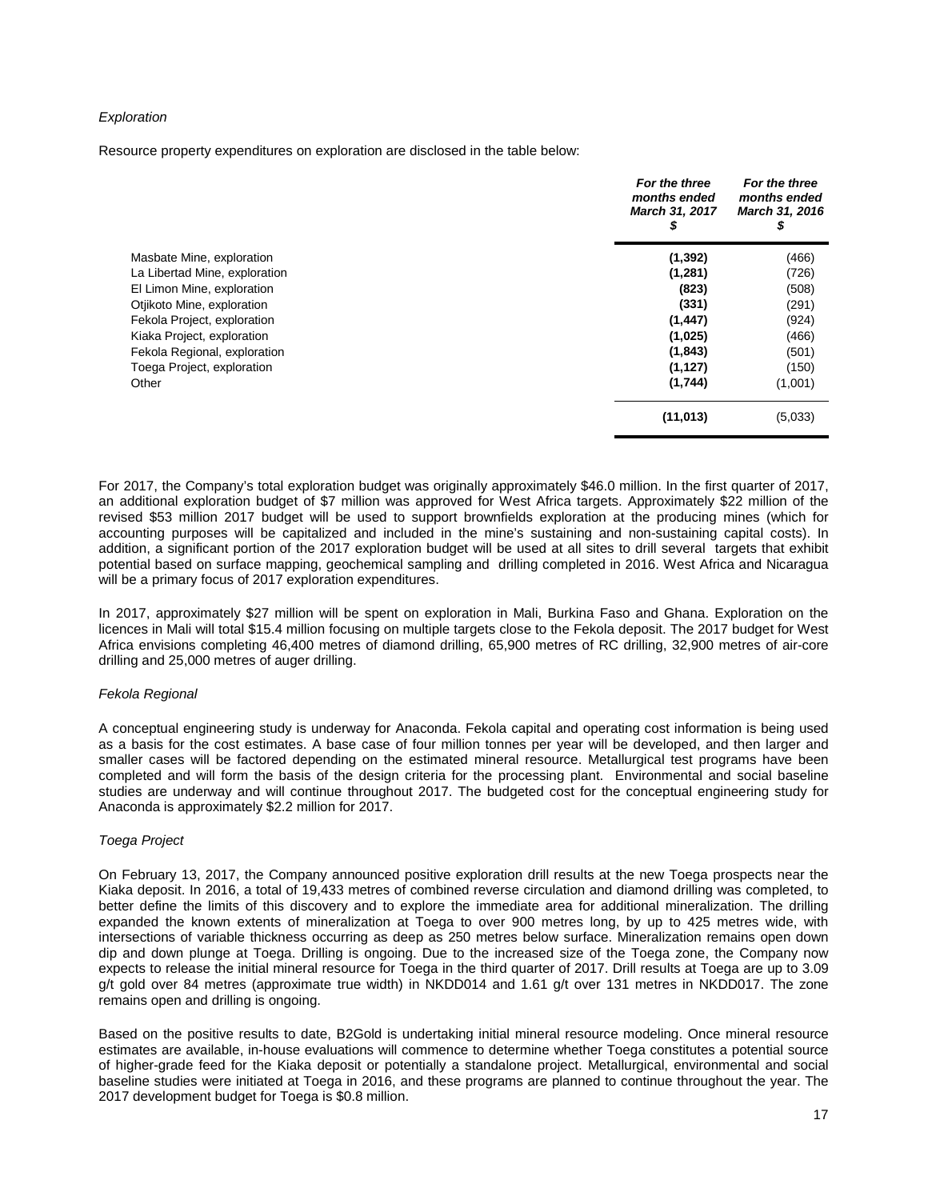*Exploration*

Resource property expenditures on exploration are disclosed in the table below:

| | ***For the three months ended March 31, 2017 $*** | ***For the three months ended March 31, 2016 $*** |
|---|---|---|
| Masbate Mine, exploration | **(1,392)** | (466) |
| La Libertad Mine, exploration | **(1,281)** | (726) |
| El Limon Mine, exploration | **(823)** | (508) |
| Otjikoto Mine, exploration | **(331)** | (291) |
| Fekola Project, exploration | **(1,447)** | (924) |
| Kiaka Project, exploration | **(1,025)** | (466) |
| Fekola Regional, exploration | **(1,843)** | (501) |
| Toega Project, exploration | **(1,127)** | (150) |
| Other | **(1,744)** | (1,001) |
| | **(11,013)** | (5,033) |

For 2017, the Company's total exploration budget was originally approximately $46.0 million. In the first quarter of 2017, an additional exploration budget of $7 million was approved for West Africa targets. Approximately $22 million of the revised $53 million 2017 budget will be used to support brownfields exploration at the producing mines (which for accounting purposes will be capitalized and included in the mine's sustaining and non-sustaining capital costs). In addition, a significant portion of the 2017 exploration budget will be used at all sites to drill several targets that exhibit potential based on surface mapping, geochemical sampling and drilling completed in 2016. West Africa and Nicaragua will be a primary focus of 2017 exploration expenditures.

In 2017, approximately $27 million will be spent on exploration in Mali, Burkina Faso and Ghana. Exploration on the licences in Mali will total $15.4 million focusing on multiple targets close to the Fekola deposit. The 2017 budget for West Africa envisions completing 46,400 metres of diamond drilling, 65,900 metres of RC drilling, 32,900 metres of air-core drilling and 25,000 metres of auger drilling.

*Fekola Regional*

A conceptual engineering study is underway for Anaconda. Fekola capital and operating cost information is being used as a basis for the cost estimates. A base case of four million tonnes per year will be developed, and then larger and smaller cases will be factored depending on the estimated mineral resource. Metallurgical test programs have been completed and will form the basis of the design criteria for the processing plant. Environmental and social baseline studies are underway and will continue throughout 2017. The budgeted cost for the conceptual engineering study for Anaconda is approximately $2.2 million for 2017.

*Toega Project*

On February 13, 2017, the Company announced positive exploration drill results at the new Toega prospects near the Kiaka deposit. In 2016, a total of 19,433 metres of combined reverse circulation and diamond drilling was completed, to better define the limits of this discovery and to explore the immediate area for additional mineralization. The drilling expanded the known extents of mineralization at Toega to over 900 metres long, by up to 425 metres wide, with intersections of variable thickness occurring as deep as 250 metres below surface. Mineralization remains open down dip and down plunge at Toega. Drilling is ongoing. Due to the increased size of the Toega zone, the Company now expects to release the initial mineral resource for Toega in the third quarter of 2017. Drill results at Toega are up to 3.09 g/t gold over 84 metres (approximate true width) in NKDD014 and 1.61 g/t over 131 metres in NKDD017. The zone remains open and drilling is ongoing.

Based on the positive results to date, B2Gold is undertaking initial mineral resource modeling. Once mineral resource estimates are available, in-house evaluations will commence to determine whether Toega constitutes a potential source of higher-grade feed for the Kiaka deposit or potentially a standalone project. Metallurgical, environmental and social baseline studies were initiated at Toega in 2016, and these programs are planned to continue throughout the year. The 2017 development budget for Toega is $0.8 million.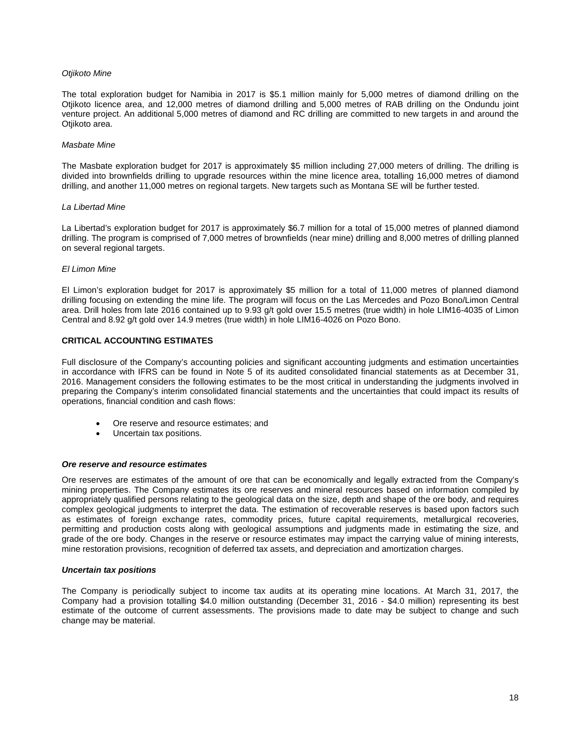*Otjikoto Mine*

The total exploration budget for Namibia in 2017 is $5.1 million mainly for 5,000 metres of diamond drilling on the Otjikoto licence area, and 12,000 metres of diamond drilling and 5,000 metres of RAB drilling on the Ondundu joint venture project. An additional 5,000 metres of diamond and RC drilling are committed to new targets in and around the Otjikoto area.

*Masbate Mine*

The Masbate exploration budget for 2017 is approximately $5 million including 27,000 meters of drilling. The drilling is divided into brownfields drilling to upgrade resources within the mine licence area, totalling 16,000 metres of diamond drilling, and another 11,000 metres on regional targets. New targets such as Montana SE will be further tested.

*La Libertad Mine*

La Libertad's exploration budget for 2017 is approximately $6.7 million for a total of 15,000 metres of planned diamond drilling. The program is comprised of 7,000 metres of brownfields (near mine) drilling and 8,000 metres of drilling planned on several regional targets.

*El Limon Mine*

El Limon's exploration budget for 2017 is approximately $5 million for a total of 11,000 metres of planned diamond drilling focusing on extending the mine life. The program will focus on the Las Mercedes and Pozo Bono/Limon Central area. Drill holes from late 2016 contained up to 9.93 g/t gold over 15.5 metres (true width) in hole LIM16-4035 of Limon Central and 8.92 g/t gold over 14.9 metres (true width) in hole LIM16-4026 on Pozo Bono.

## CRITICAL ACCOUNTING ESTIMATES

Full disclosure of the Company's accounting policies and significant accounting judgments and estimation uncertainties in accordance with IFRS can be found in Note 5 of its audited consolidated financial statements as at December 31, 2016. Management considers the following estimates to be the most critical in understanding the judgments involved in preparing the Company's interim consolidated financial statements and the uncertainties that could impact its results of operations, financial condition and cash flows:

- Ore reserve and resource estimates; and
- Uncertain tax positions.

### *Ore reserve and resource estimates*

Ore reserves are estimates of the amount of ore that can be economically and legally extracted from the Company's mining properties. The Company estimates its ore reserves and mineral resources based on information compiled by appropriately qualified persons relating to the geological data on the size, depth and shape of the ore body, and requires complex geological judgments to interpret the data. The estimation of recoverable reserves is based upon factors such as estimates of foreign exchange rates, commodity prices, future capital requirements, metallurgical recoveries, permitting and production costs along with geological assumptions and judgments made in estimating the size, and grade of the ore body. Changes in the reserve or resource estimates may impact the carrying value of mining interests, mine restoration provisions, recognition of deferred tax assets, and depreciation and amortization charges.

### *Uncertain tax positions*

The Company is periodically subject to income tax audits at its operating mine locations. At March 31, 2017, the Company had a provision totalling $4.0 million outstanding (December 31, 2016 - $4.0 million) representing its best estimate of the outcome of current assessments. The provisions made to date may be subject to change and such change may be material.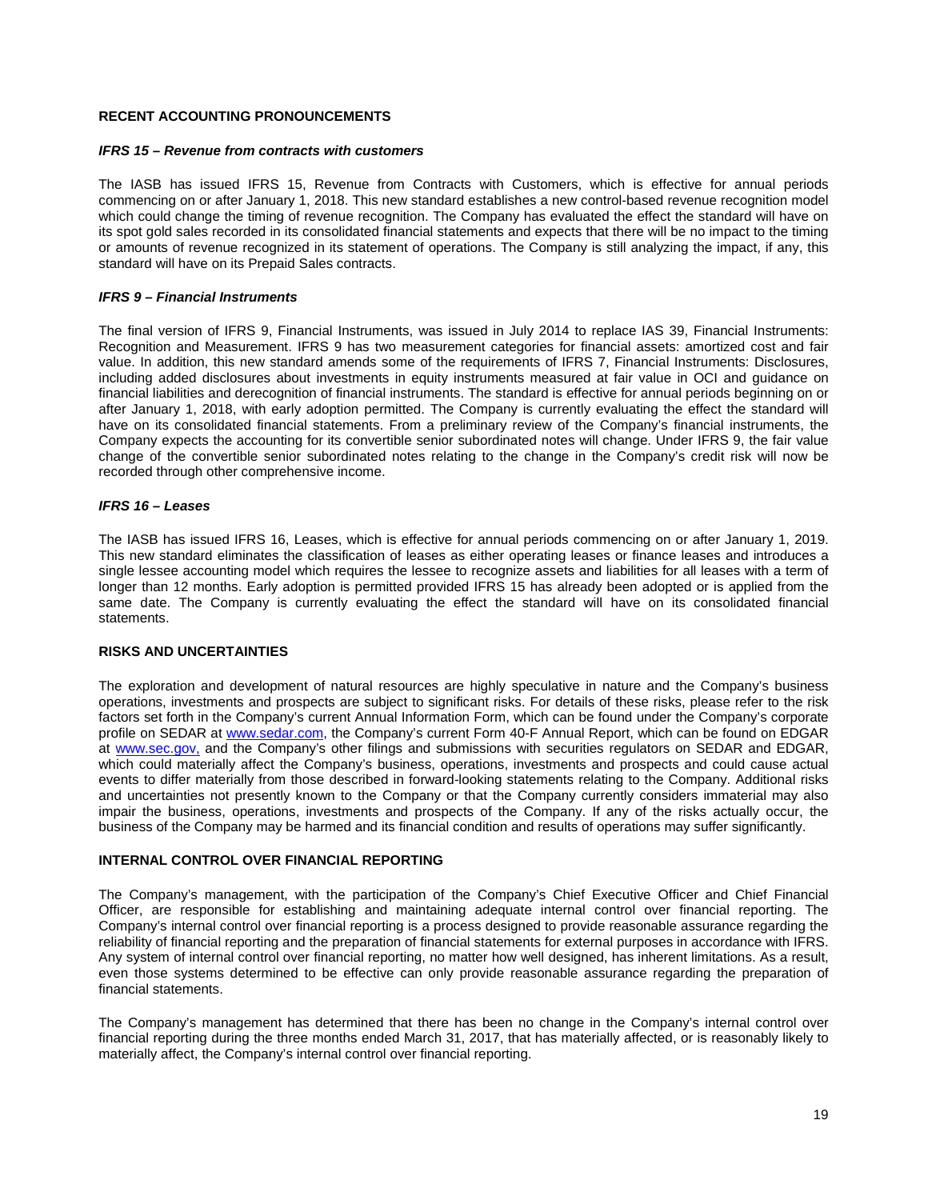## RECENT ACCOUNTING PRONOUNCEMENTS

### *IFRS 15 – Revenue from contracts with customers*

The IASB has issued IFRS 15, Revenue from Contracts with Customers, which is effective for annual periods commencing on or after January 1, 2018. This new standard establishes a new control-based revenue recognition model which could change the timing of revenue recognition. The Company has evaluated the effect the standard will have on its spot gold sales recorded in its consolidated financial statements and expects that there will be no impact to the timing or amounts of revenue recognized in its statement of operations. The Company is still analyzing the impact, if any, this standard will have on its Prepaid Sales contracts.

### *IFRS 9 – Financial Instruments*

The final version of IFRS 9, Financial Instruments, was issued in July 2014 to replace IAS 39, Financial Instruments: Recognition and Measurement. IFRS 9 has two measurement categories for financial assets: amortized cost and fair value. In addition, this new standard amends some of the requirements of IFRS 7, Financial Instruments: Disclosures, including added disclosures about investments in equity instruments measured at fair value in OCI and guidance on financial liabilities and derecognition of financial instruments. The standard is effective for annual periods beginning on or after January 1, 2018, with early adoption permitted. The Company is currently evaluating the effect the standard will have on its consolidated financial statements. From a preliminary review of the Company's financial instruments, the Company expects the accounting for its convertible senior subordinated notes will change. Under IFRS 9, the fair value change of the convertible senior subordinated notes relating to the change in the Company's credit risk will now be recorded through other comprehensive income.

### *IFRS 16 – Leases*

The IASB has issued IFRS 16, Leases, which is effective for annual periods commencing on or after January 1, 2019. This new standard eliminates the classification of leases as either operating leases or finance leases and introduces a single lessee accounting model which requires the lessee to recognize assets and liabilities for all leases with a term of longer than 12 months. Early adoption is permitted provided IFRS 15 has already been adopted or is applied from the same date. The Company is currently evaluating the effect the standard will have on its consolidated financial statements.

## RISKS AND UNCERTAINTIES

The exploration and development of natural resources are highly speculative in nature and the Company's business operations, investments and prospects are subject to significant risks. For details of these risks, please refer to the risk factors set forth in the Company's current Annual Information Form, which can be found under the Company's corporate profile on SEDAR at www.sedar.com, the Company's current Form 40-F Annual Report, which can be found on EDGAR at www.sec.gov, and the Company's other filings and submissions with securities regulators on SEDAR and EDGAR, which could materially affect the Company's business, operations, investments and prospects and could cause actual events to differ materially from those described in forward-looking statements relating to the Company. Additional risks and uncertainties not presently known to the Company or that the Company currently considers immaterial may also impair the business, operations, investments and prospects of the Company. If any of the risks actually occur, the business of the Company may be harmed and its financial condition and results of operations may suffer significantly.

## INTERNAL CONTROL OVER FINANCIAL REPORTING

The Company's management, with the participation of the Company's Chief Executive Officer and Chief Financial Officer, are responsible for establishing and maintaining adequate internal control over financial reporting. The Company's internal control over financial reporting is a process designed to provide reasonable assurance regarding the reliability of financial reporting and the preparation of financial statements for external purposes in accordance with IFRS. Any system of internal control over financial reporting, no matter how well designed, has inherent limitations. As a result, even those systems determined to be effective can only provide reasonable assurance regarding the preparation of financial statements.

The Company's management has determined that there has been no change in the Company's internal control over financial reporting during the three months ended March 31, 2017, that has materially affected, or is reasonably likely to materially affect, the Company's internal control over financial reporting.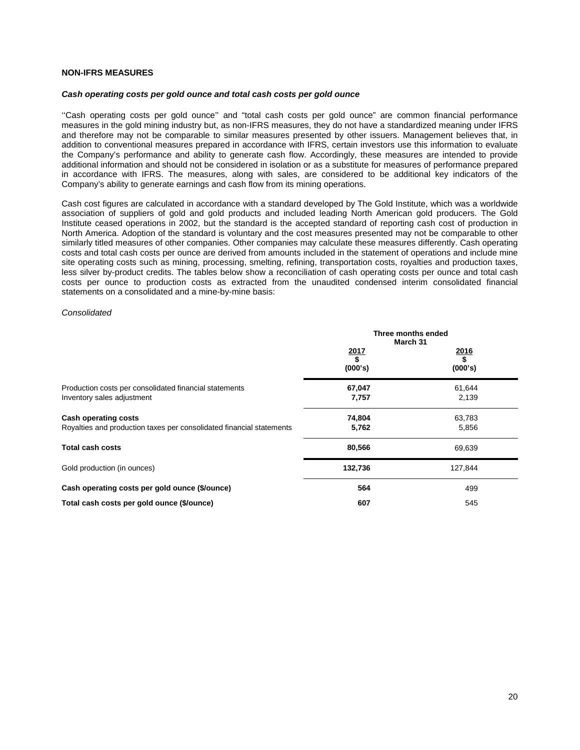## NON-IFRS MEASURES

***Cash operating costs per gold ounce and total cash costs per gold ounce***

''Cash operating costs per gold ounce'' and "total cash costs per gold ounce" are common financial performance measures in the gold mining industry but, as non-IFRS measures, they do not have a standardized meaning under IFRS and therefore may not be comparable to similar measures presented by other issuers. Management believes that, in addition to conventional measures prepared in accordance with IFRS, certain investors use this information to evaluate the Company's performance and ability to generate cash flow. Accordingly, these measures are intended to provide additional information and should not be considered in isolation or as a substitute for measures of performance prepared in accordance with IFRS. The measures, along with sales, are considered to be additional key indicators of the Company's ability to generate earnings and cash flow from its mining operations.

Cash cost figures are calculated in accordance with a standard developed by The Gold Institute, which was a worldwide association of suppliers of gold and gold products and included leading North American gold producers. The Gold Institute ceased operations in 2002, but the standard is the accepted standard of reporting cash cost of production in North America. Adoption of the standard is voluntary and the cost measures presented may not be comparable to other similarly titled measures of other companies. Other companies may calculate these measures differently. Cash operating costs and total cash costs per ounce are derived from amounts included in the statement of operations and include mine site operating costs such as mining, processing, smelting, refining, transportation costs, royalties and production taxes, less silver by-product credits. The tables below show a reconciliation of cash operating costs per ounce and total cash costs per ounce to production costs as extracted from the unaudited condensed interim consolidated financial statements on a consolidated and a mine-by-mine basis:

*Consolidated*

| | **Three months ended March 31** | |
|---|---|---|
| | **2017 $ (000's)** | **2016 $ (000's)** |
| Production costs per consolidated financial statements | **67,047** | 61,644 |
| Inventory sales adjustment | **7,757** | 2,139 |
| **Cash operating costs** | **74,804** | 63,783 |
| Royalties and production taxes per consolidated financial statements | **5,762** | 5,856 |
| **Total cash costs** | **80,566** | 69,639 |
| Gold production (in ounces) | **132,736** | 127,844 |
| **Cash operating costs per gold ounce ($/ounce)** | **564** | 499 |
| **Total cash costs per gold ounce ($/ounce)** | **607** | 545 |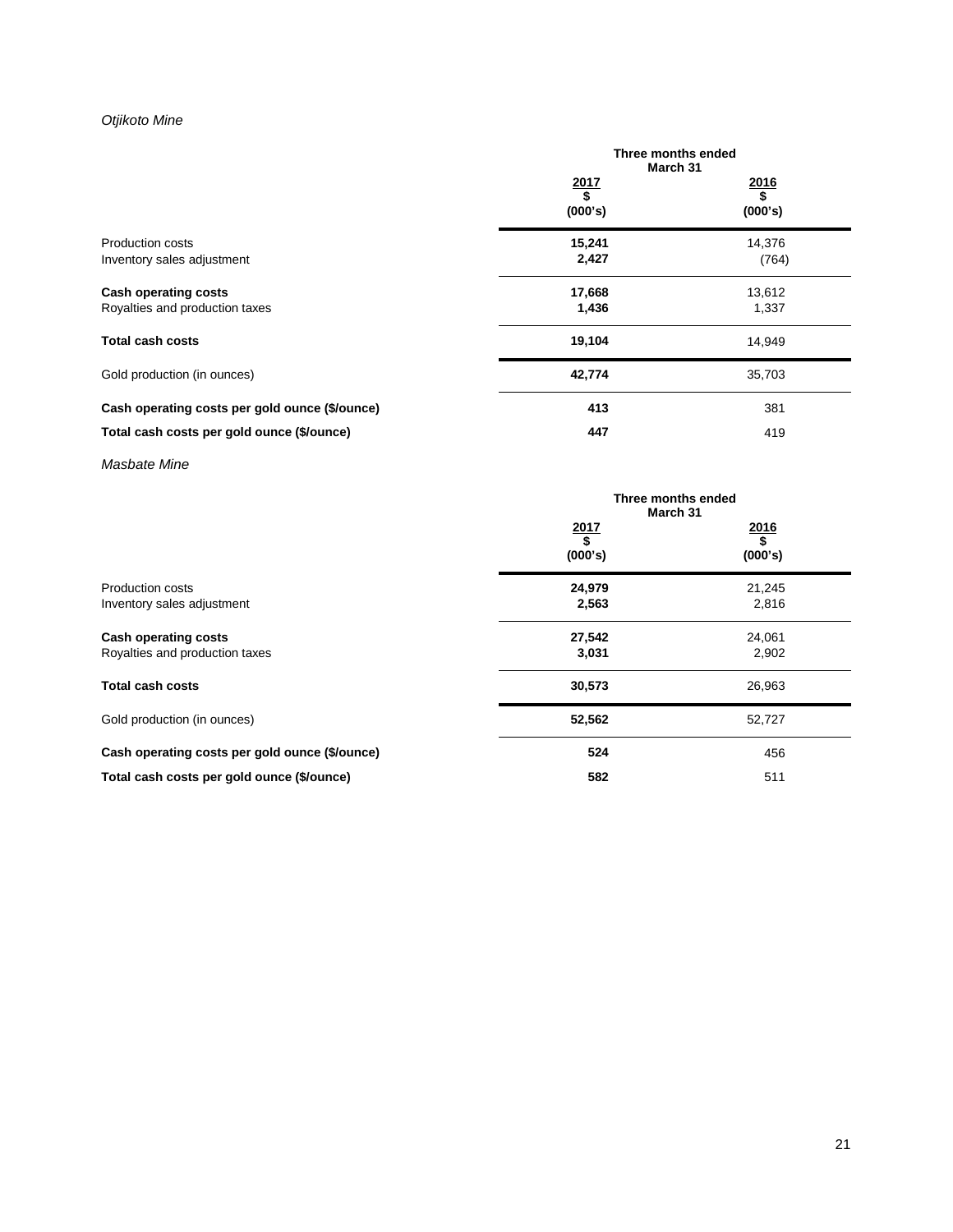*Otjikoto Mine*

| | Three months ended March 31 | |
|---|---|---|
| | **2017** **\$** **(000's)** | **2016** **\$** **(000's)** |
| Production costs | **15,241** | 14,376 |
| Inventory sales adjustment | **2,427** | (764) |
| **Cash operating costs** | **17,668** | 13,612 |
| Royalties and production taxes | **1,436** | 1,337 |
| **Total cash costs** | **19,104** | 14,949 |
| Gold production (in ounces) | **42,774** | 35,703 |
| **Cash operating costs per gold ounce (\$/ounce)** | **413** | 381 |
| **Total cash costs per gold ounce (\$/ounce)** | **447** | 419 |

*Masbate Mine*

| | Three months ended March 31 | |
|---|---|---|
| | **2017** **\$** **(000's)** | **2016** **\$** **(000's)** |
| Production costs | **24,979** | 21,245 |
| Inventory sales adjustment | **2,563** | 2,816 |
| **Cash operating costs** | **27,542** | 24,061 |
| Royalties and production taxes | **3,031** | 2,902 |
| **Total cash costs** | **30,573** | 26,963 |
| Gold production (in ounces) | **52,562** | 52,727 |
| **Cash operating costs per gold ounce (\$/ounce)** | **524** | 456 |
| **Total cash costs per gold ounce (\$/ounce)** | **582** | 511 |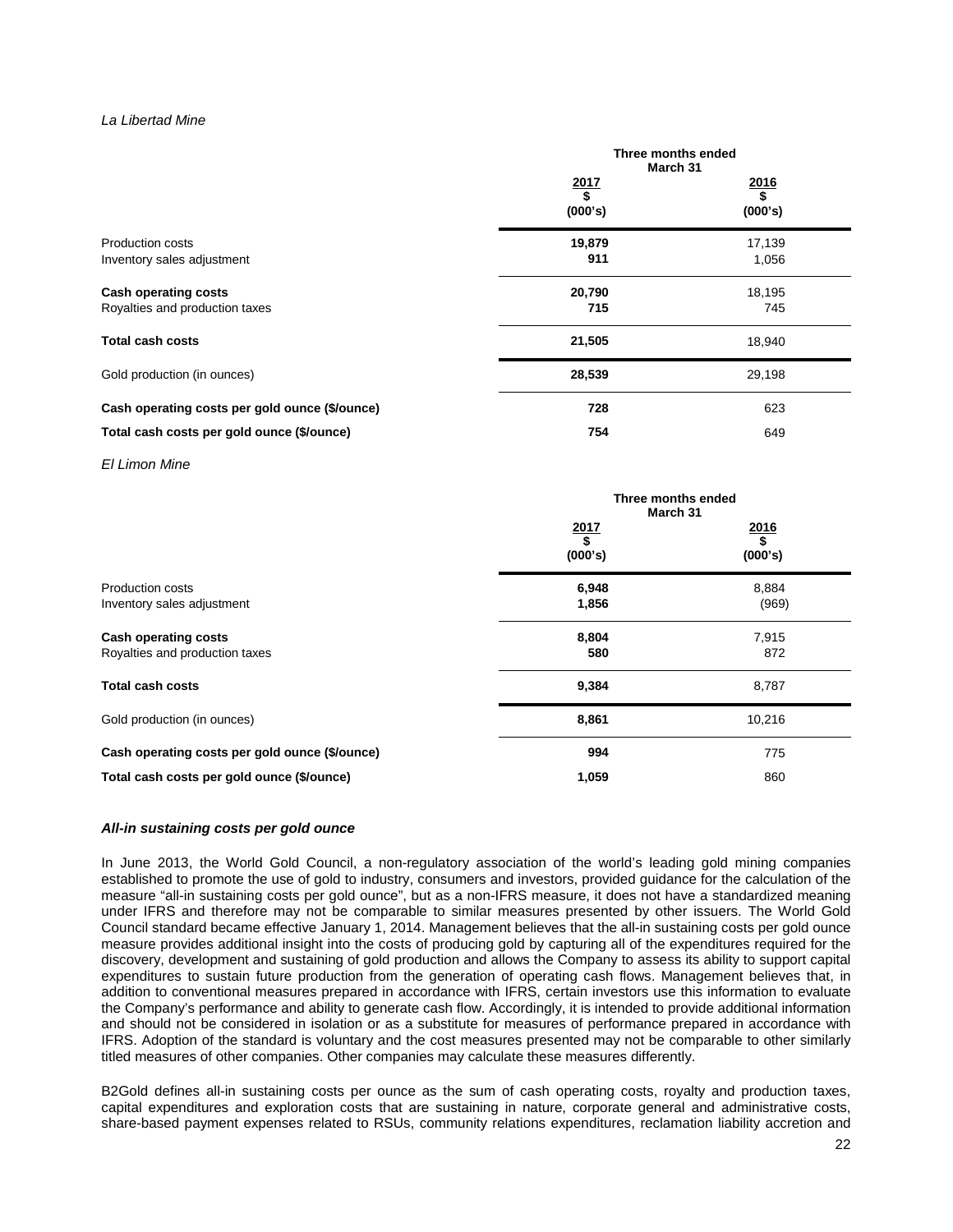*La Libertad Mine*

| | Three months ended March 31 | |
|---|---|---|
| | **2017** **\$** **(000's)** | **2016** **\$** **(000's)** |
| Production costs | **19,879** | 17,139 |
| Inventory sales adjustment | **911** | 1,056 |
| **Cash operating costs** | **20,790** | 18,195 |
| Royalties and production taxes | **715** | 745 |
| **Total cash costs** | **21,505** | 18,940 |
| Gold production (in ounces) | **28,539** | 29,198 |
| **Cash operating costs per gold ounce (\$/ounce)** | **728** | 623 |
| **Total cash costs per gold ounce (\$/ounce)** | **754** | 649 |

*El Limon Mine*

| | Three months ended March 31 | |
|---|---|---|
| | **2017** **\$** **(000's)** | **2016** **\$** **(000's)** |
| Production costs | **6,948** | 8,884 |
| Inventory sales adjustment | **1,856** | (969) |
| **Cash operating costs** | **8,804** | 7,915 |
| Royalties and production taxes | **580** | 872 |
| **Total cash costs** | **9,384** | 8,787 |
| Gold production (in ounces) | **8,861** | 10,216 |
| **Cash operating costs per gold ounce (\$/ounce)** | **994** | 775 |
| **Total cash costs per gold ounce (\$/ounce)** | **1,059** | 860 |

***All-in sustaining costs per gold ounce***

In June 2013, the World Gold Council, a non-regulatory association of the world's leading gold mining companies established to promote the use of gold to industry, consumers and investors, provided guidance for the calculation of the measure "all-in sustaining costs per gold ounce", but as a non-IFRS measure, it does not have a standardized meaning under IFRS and therefore may not be comparable to similar measures presented by other issuers. The World Gold Council standard became effective January 1, 2014. Management believes that the all-in sustaining costs per gold ounce measure provides additional insight into the costs of producing gold by capturing all of the expenditures required for the discovery, development and sustaining of gold production and allows the Company to assess its ability to support capital expenditures to sustain future production from the generation of operating cash flows. Management believes that, in addition to conventional measures prepared in accordance with IFRS, certain investors use this information to evaluate the Company's performance and ability to generate cash flow. Accordingly, it is intended to provide additional information and should not be considered in isolation or as a substitute for measures of performance prepared in accordance with IFRS. Adoption of the standard is voluntary and the cost measures presented may not be comparable to other similarly titled measures of other companies. Other companies may calculate these measures differently.

B2Gold defines all-in sustaining costs per ounce as the sum of cash operating costs, royalty and production taxes, capital expenditures and exploration costs that are sustaining in nature, corporate general and administrative costs, share-based payment expenses related to RSUs, community relations expenditures, reclamation liability accretion and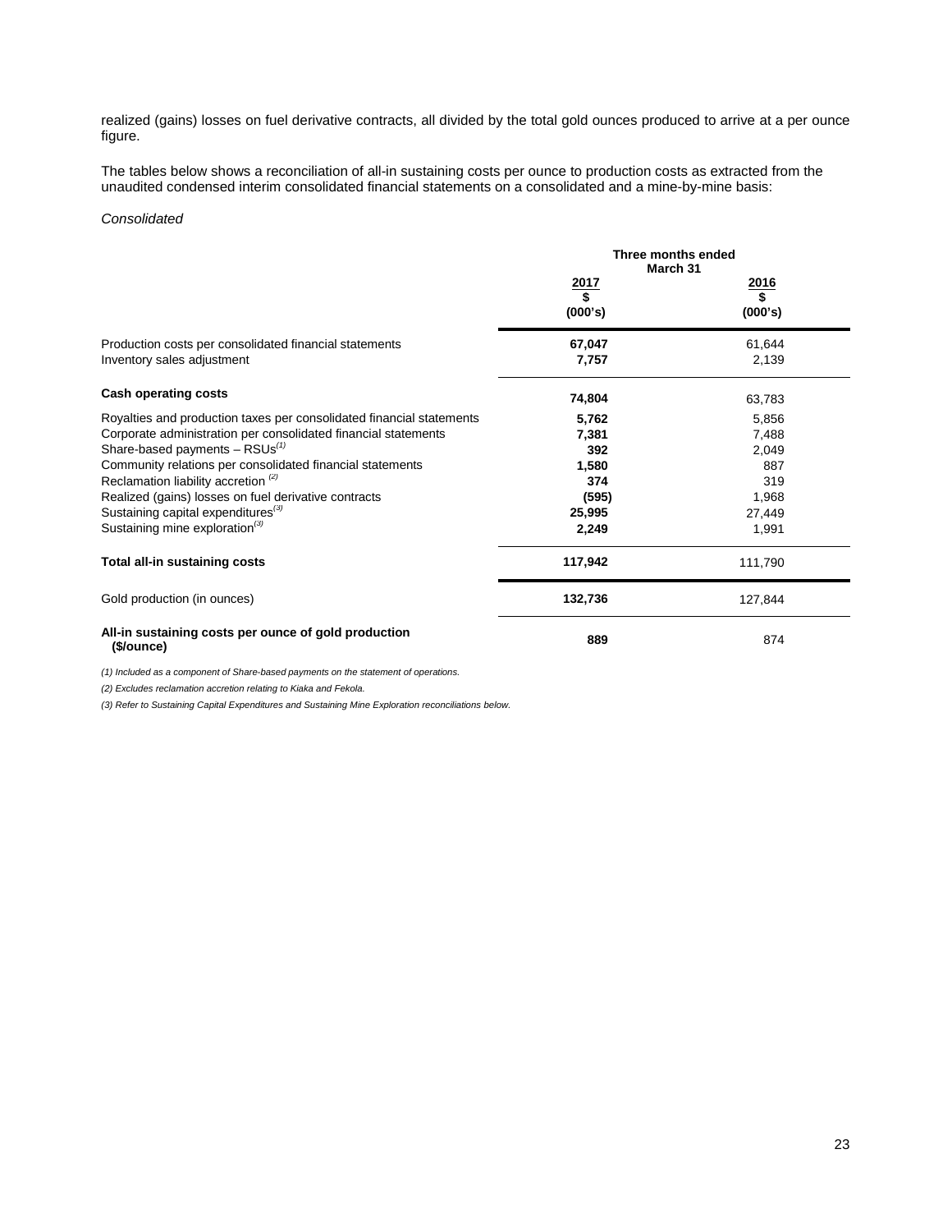realized (gains) losses on fuel derivative contracts, all divided by the total gold ounces produced to arrive at a per ounce figure.

The tables below shows a reconciliation of all-in sustaining costs per ounce to production costs as extracted from the unaudited condensed interim consolidated financial statements on a consolidated and a mine-by-mine basis:

*Consolidated*

| | Three months ended March 31 | |
|---|---|---|
| | **2017 $ (000's)** | **2016 $ (000's)** |
| Production costs per consolidated financial statements | **67,047** | 61,644 |
| Inventory sales adjustment | **7,757** | 2,139 |
| **Cash operating costs** | **74,804** | 63,783 |
| Royalties and production taxes per consolidated financial statements | **5,762** | 5,856 |
| Corporate administration per consolidated financial statements | **7,381** | 7,488 |
| Share-based payments – RSUs[(1)] | **392** | 2,049 |
| Community relations per consolidated financial statements | **1,580** | 887 |
| Reclamation liability accretion [(2)] | **374** | 319 |
| Realized (gains) losses on fuel derivative contracts | **(595)** | 1,968 |
| Sustaining capital expenditures[(3)] | **25,995** | 27,449 |
| Sustaining mine exploration[(3)] | **2,249** | 1,991 |
| **Total all-in sustaining costs** | **117,942** | 111,790 |
| Gold production (in ounces) | **132,736** | 127,844 |
| **All-in sustaining costs per ounce of gold production ($/ounce)** | **889** | 874 |

*(1) Included as a component of Share-based payments on the statement of operations.*

*(2) Excludes reclamation accretion relating to Kiaka and Fekola.*

*(3) Refer to Sustaining Capital Expenditures and Sustaining Mine Exploration reconciliations below.*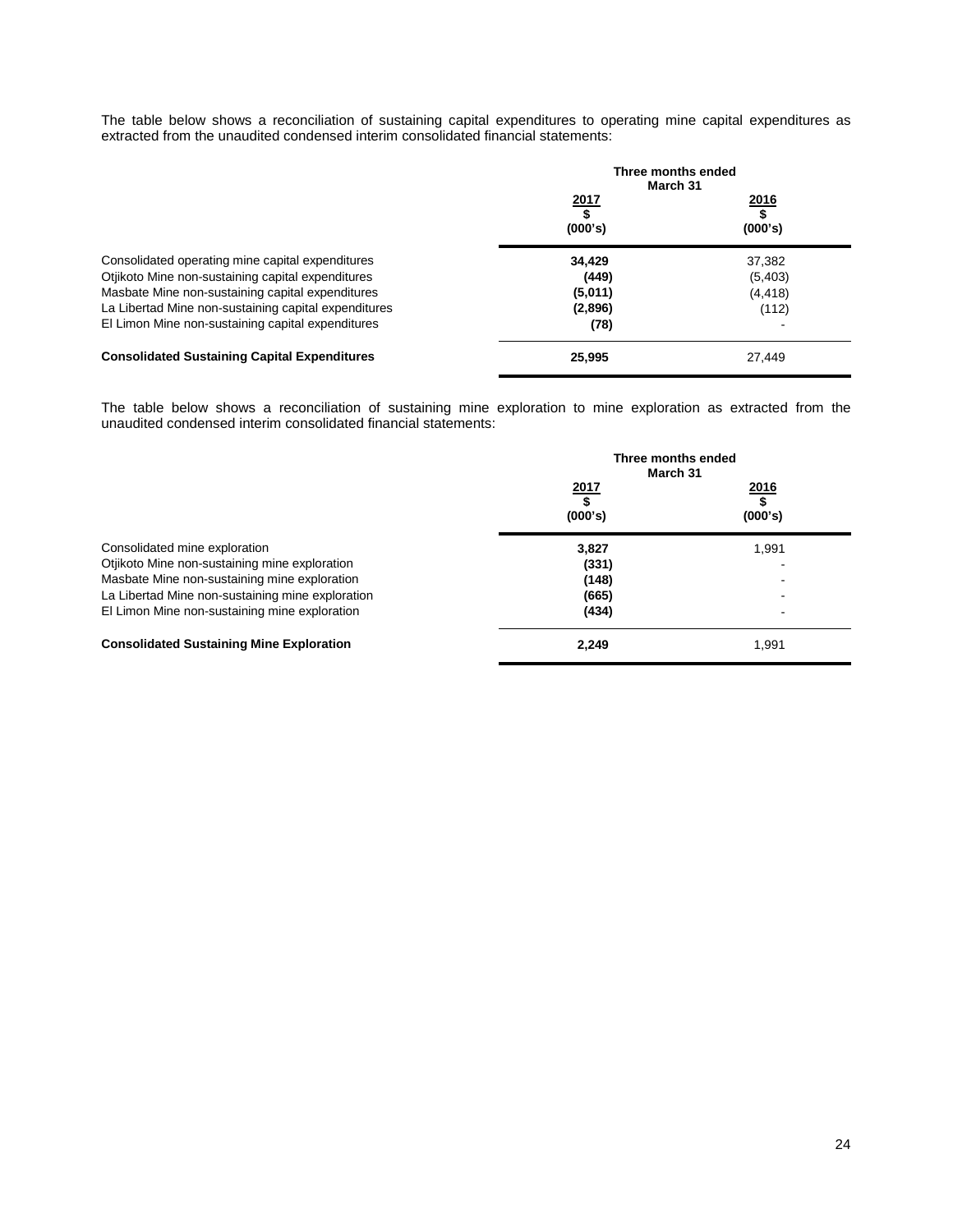The table below shows a reconciliation of sustaining capital expenditures to operating mine capital expenditures as extracted from the unaudited condensed interim consolidated financial statements:

| | Three months ended March 31 | |
|---|---|---|
| | **2017** **\$** **(000's)** | **2016** **\$** **(000's)** |
| Consolidated operating mine capital expenditures | **34,429** | 37,382 |
| Otjikoto Mine non-sustaining capital expenditures | **(449)** | (5,403) |
| Masbate Mine non-sustaining capital expenditures | **(5,011)** | (4,418) |
| La Libertad Mine non-sustaining capital expenditures | **(2,896)** | (112) |
| El Limon Mine non-sustaining capital expenditures | **(78)** | - |
| **Consolidated Sustaining Capital Expenditures** | **25,995** | 27,449 |

The table below shows a reconciliation of sustaining mine exploration to mine exploration as extracted from the unaudited condensed interim consolidated financial statements:

| | Three months ended March 31 | |
|---|---|---|
| | **2017** **\$** **(000's)** | **2016** **\$** **(000's)** |
| Consolidated mine exploration | **3,827** | 1,991 |
| Otjikoto Mine non-sustaining mine exploration | **(331)** | - |
| Masbate Mine non-sustaining mine exploration | **(148)** | - |
| La Libertad Mine non-sustaining mine exploration | **(665)** | - |
| El Limon Mine non-sustaining mine exploration | **(434)** | - |
| **Consolidated Sustaining Mine Exploration** | **2,249** | 1,991 |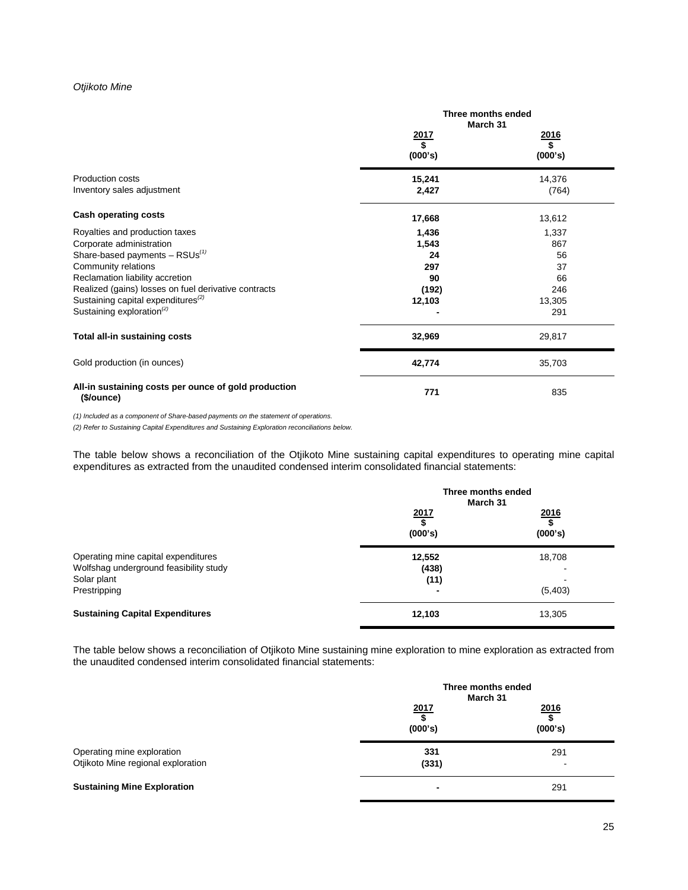*Otjikoto Mine*

| | Three months ended March 31 | |
|---|---|---|
| | **2017** **\$** **(000's)** | **2016** **\$** **(000's)** |
| Production costs | **15,241** | 14,376 |
| Inventory sales adjustment | **2,427** | (764) |
| **Cash operating costs** | **17,668** | 13,612 |
| Royalties and production taxes | **1,436** | 1,337 |
| Corporate administration | **1,543** | 867 |
| Share-based payments – RSUs[(1)] | **24** | 56 |
| Community relations | **297** | 37 |
| Reclamation liability accretion | **90** | 66 |
| Realized (gains) losses on fuel derivative contracts | **(192)** | 246 |
| Sustaining capital expenditures[(2)] | **12,103** | 13,305 |
| Sustaining exploration[(2)] | **-** | 291 |
| **Total all-in sustaining costs** | **32,969** | 29,817 |
| Gold production (in ounces) | **42,774** | 35,703 |
| **All-in sustaining costs per ounce of gold production (\$/ounce)** | **771** | 835 |

*(1) Included as a component of Share-based payments on the statement of operations.*

*(2) Refer to Sustaining Capital Expenditures and Sustaining Exploration reconciliations below.*

The table below shows a reconciliation of the Otjikoto Mine sustaining capital expenditures to operating mine capital expenditures as extracted from the unaudited condensed interim consolidated financial statements:

| | Three months ended March 31 | |
|---|---|---|
| | **2017** **\$** **(000's)** | **2016** **\$** **(000's)** |
| Operating mine capital expenditures | **12,552** | 18,708 |
| Wolfshag underground feasibility study | **(438)** | - |
| Solar plant | **(11)** | - |
| Prestripping | **-** | (5,403) |
| **Sustaining Capital Expenditures** | **12,103** | 13,305 |

The table below shows a reconciliation of Otjikoto Mine sustaining mine exploration to mine exploration as extracted from the unaudited condensed interim consolidated financial statements:

| | Three months ended March 31 | |
|---|---|---|
| | **2017** **\$** **(000's)** | **2016** **\$** **(000's)** |
| Operating mine exploration | **331** | 291 |
| Otjikoto Mine regional exploration | **(331)** | - |
| **Sustaining Mine Exploration** | **-** | 291 |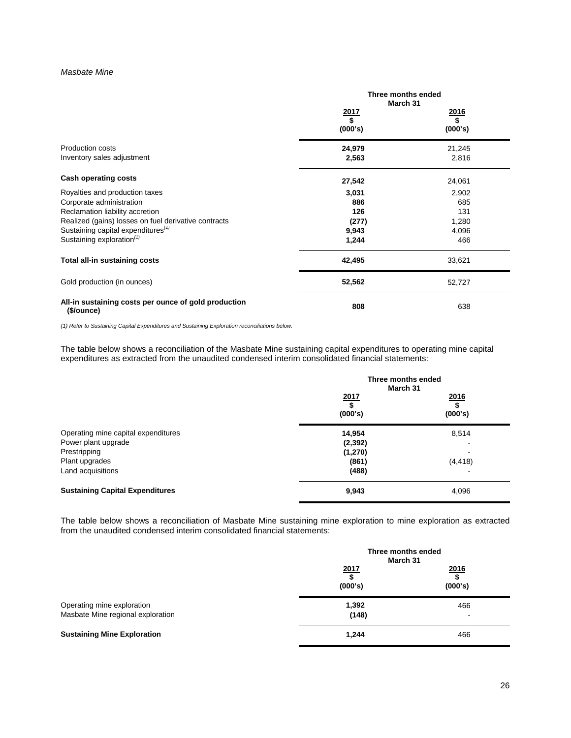*Masbate Mine*

| | Three months ended March 31 | |
|---|---|---|
| | **2017** **\$** **(000's)** | **2016** **\$** **(000's)** |
| Production costs | **24,979** | 21,245 |
| Inventory sales adjustment | **2,563** | 2,816 |
| **Cash operating costs** | **27,542** | 24,061 |
| Royalties and production taxes | **3,031** | 2,902 |
| Corporate administration | **886** | 685 |
| Reclamation liability accretion | **126** | 131 |
| Realized (gains) losses on fuel derivative contracts | **(277)** | 1,280 |
| Sustaining capital expenditures[(1)] | **9,943** | 4,096 |
| Sustaining exploration[(1)] | **1,244** | 466 |
| **Total all-in sustaining costs** | **42,495** | 33,621 |
| Gold production (in ounces) | **52,562** | 52,727 |
| **All-in sustaining costs per ounce of gold production (\$/ounce)** | **808** | 638 |

*(1) Refer to Sustaining Capital Expenditures and Sustaining Exploration reconciliations below.*

The table below shows a reconciliation of the Masbate Mine sustaining capital expenditures to operating mine capital expenditures as extracted from the unaudited condensed interim consolidated financial statements:

| | Three months ended March 31 | |
|---|---|---|
| | **2017** **\$** **(000's)** | **2016** **\$** **(000's)** |
| Operating mine capital expenditures | **14,954** | 8,514 |
| Power plant upgrade | **(2,392)** | - |
| Prestripping | **(1,270)** | - |
| Plant upgrades | **(861)** | (4,418) |
| Land acquisitions | **(488)** | - |
| **Sustaining Capital Expenditures** | **9,943** | 4,096 |

The table below shows a reconciliation of Masbate Mine sustaining mine exploration to mine exploration as extracted from the unaudited condensed interim consolidated financial statements:

| | Three months ended March 31 | |
|---|---|---|
| | **2017** **\$** **(000's)** | **2016** **\$** **(000's)** |
| Operating mine exploration | **1,392** | 466 |
| Masbate Mine regional exploration | **(148)** | - |
| **Sustaining Mine Exploration** | **1,244** | 466 |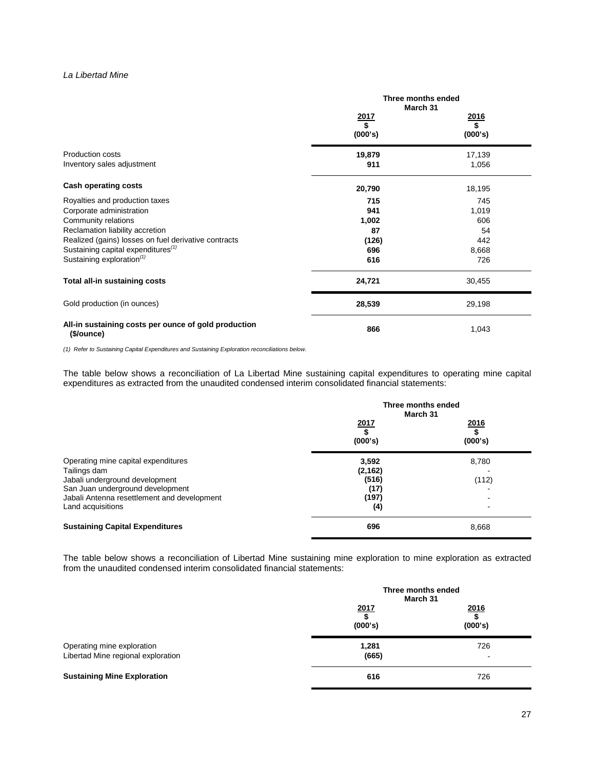*La Libertad Mine*

| | Three months ended March 31 | |
|---|---|---|
| | **2017** **$** **(000's)** | **2016** **$** **(000's)** |
| Production costs | **19,879** | 17,139 |
| Inventory sales adjustment | **911** | 1,056 |
| **Cash operating costs** | **20,790** | 18,195 |
| Royalties and production taxes | **715** | 745 |
| Corporate administration | **941** | 1,019 |
| Community relations | **1,002** | 606 |
| Reclamation liability accretion | **87** | 54 |
| Realized (gains) losses on fuel derivative contracts | **(126)** | 442 |
| Sustaining capital expenditures[(1)] | **696** | 8,668 |
| Sustaining exploration[(1)] | **616** | 726 |
| **Total all-in sustaining costs** | **24,721** | 30,455 |
| Gold production (in ounces) | **28,539** | 29,198 |
| **All-in sustaining costs per ounce of gold production ($/ounce)** | **866** | 1,043 |

*(1) Refer to Sustaining Capital Expenditures and Sustaining Exploration reconciliations below.*

The table below shows a reconciliation of La Libertad Mine sustaining capital expenditures to operating mine capital expenditures as extracted from the unaudited condensed interim consolidated financial statements:

| | Three months ended March 31 | |
|---|---|---|
| | **2017** **$** **(000's)** | **2016** **$** **(000's)** |
| Operating mine capital expenditures | **3,592** | 8,780 |
| Tailings dam | **(2,162)** | - |
| Jabali underground development | **(516)** | (112) |
| San Juan underground development | **(17)** | - |
| Jabali Antenna resettlement and development | **(197)** | - |
| Land acquisitions | **(4)** | - |
| **Sustaining Capital Expenditures** | **696** | 8,668 |

The table below shows a reconciliation of Libertad Mine sustaining mine exploration to mine exploration as extracted from the unaudited condensed interim consolidated financial statements:

| | Three months ended March 31 | |
|---|---|---|
| | **2017** **$** **(000's)** | **2016** **$** **(000's)** |
| Operating mine exploration | **1,281** | 726 |
| Libertad Mine regional exploration | **(665)** | - |
| **Sustaining Mine Exploration** | **616** | 726 |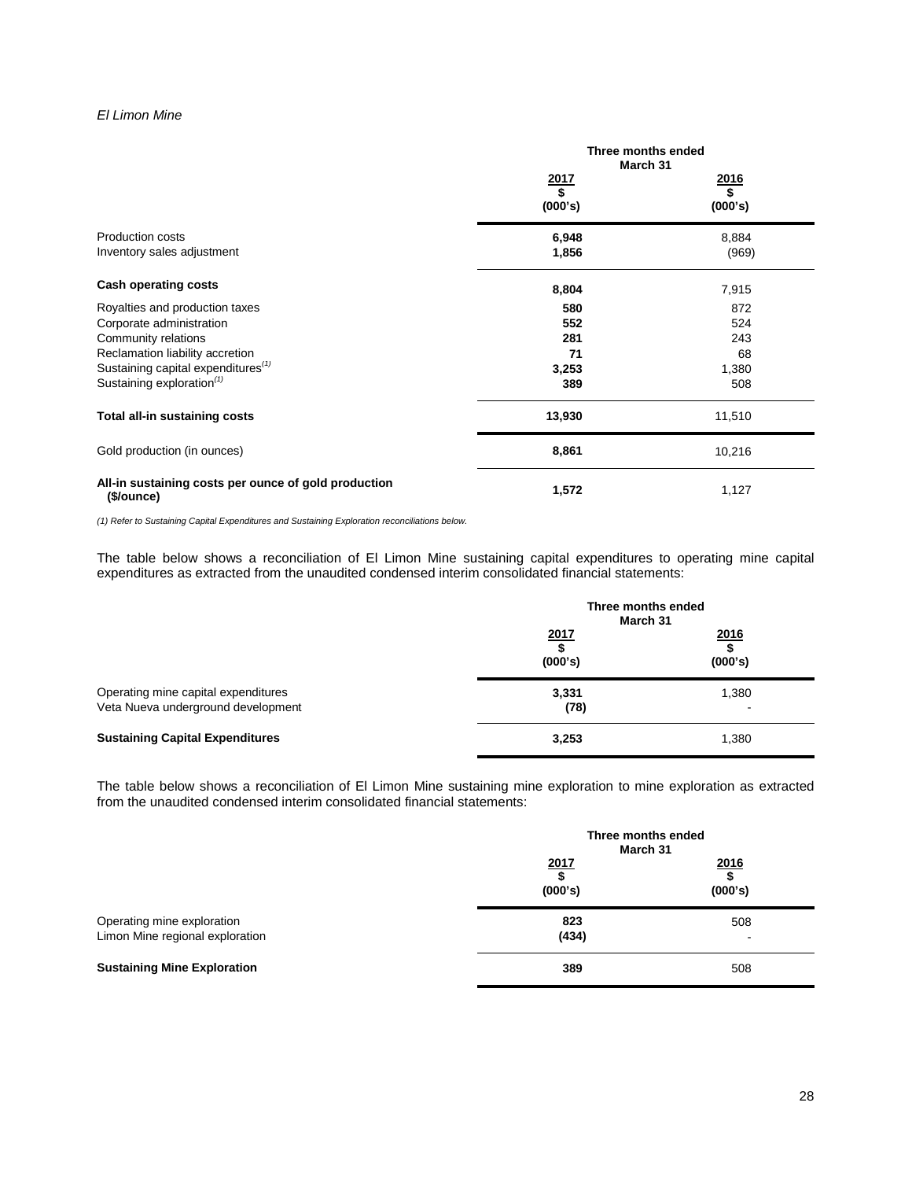*El Limon Mine*

| | Three months ended March 31 | |
|---|---|---|
| | 2017<br>$<br>(000's) | 2016<br>$<br>(000's) |
| Production costs | **6,948** | 8,884 |
| Inventory sales adjustment | **1,856** | (969) |
| **Cash operating costs** | **8,804** | 7,915 |
| Royalties and production taxes | **580** | 872 |
| Corporate administration | **552** | 524 |
| Community relations | **281** | 243 |
| Reclamation liability accretion | **71** | 68 |
| Sustaining capital expenditures[(1)] | **3,253** | 1,380 |
| Sustaining exploration[(1)] | **389** | 508 |
| **Total all-in sustaining costs** | **13,930** | 11,510 |
| Gold production (in ounces) | **8,861** | 10,216 |
| **All-in sustaining costs per ounce of gold production ($/ounce)** | **1,572** | 1,127 |

*(1) Refer to Sustaining Capital Expenditures and Sustaining Exploration reconciliations below.*

The table below shows a reconciliation of El Limon Mine sustaining capital expenditures to operating mine capital expenditures as extracted from the unaudited condensed interim consolidated financial statements:

| | Three months ended March 31 | |
|---|---|---|
| | 2017<br>$<br>(000's) | 2016<br>$<br>(000's) |
| Operating mine capital expenditures | **3,331** | 1,380 |
| Veta Nueva underground development | **(78)** | - |
| **Sustaining Capital Expenditures** | **3,253** | 1,380 |

The table below shows a reconciliation of El Limon Mine sustaining mine exploration to mine exploration as extracted from the unaudited condensed interim consolidated financial statements:

| | Three months ended March 31 | |
|---|---|---|
| | 2017<br>$<br>(000's) | 2016<br>$<br>(000's) |
| Operating mine exploration | **823** | 508 |
| Limon Mine regional exploration | **(434)** | - |
| **Sustaining Mine Exploration** | **389** | 508 |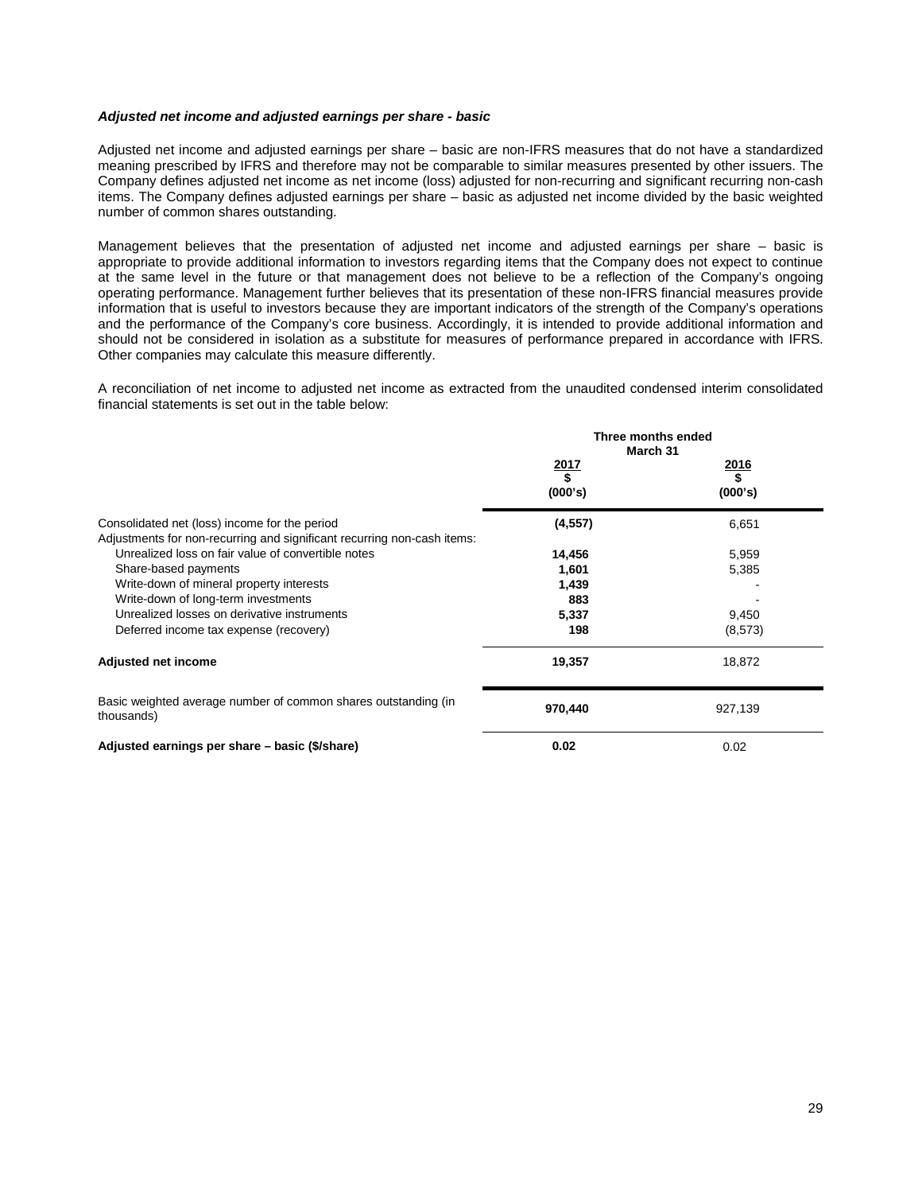***Adjusted net income and adjusted earnings per share - basic***

Adjusted net income and adjusted earnings per share – basic are non-IFRS measures that do not have a standardized meaning prescribed by IFRS and therefore may not be comparable to similar measures presented by other issuers. The Company defines adjusted net income as net income (loss) adjusted for non-recurring and significant recurring non-cash items. The Company defines adjusted earnings per share – basic as adjusted net income divided by the basic weighted number of common shares outstanding.

Management believes that the presentation of adjusted net income and adjusted earnings per share – basic is appropriate to provide additional information to investors regarding items that the Company does not expect to continue at the same level in the future or that management does not believe to be a reflection of the Company's ongoing operating performance. Management further believes that its presentation of these non-IFRS financial measures provide information that is useful to investors because they are important indicators of the strength of the Company's operations and the performance of the Company's core business. Accordingly, it is intended to provide additional information and should not be considered in isolation as a substitute for measures of performance prepared in accordance with IFRS. Other companies may calculate this measure differently.

A reconciliation of net income to adjusted net income as extracted from the unaudited condensed interim consolidated financial statements is set out in the table below:

| | Three months ended March 31 | |
|---|---|---|
| | **2017** $ (000's) | **2016** $ (000's) |
| Consolidated net (loss) income for the period | **(4,557)** | 6,651 |
| Adjustments for non-recurring and significant recurring non-cash items: | | |
| Unrealized loss on fair value of convertible notes | **14,456** | 5,959 |
| Share-based payments | **1,601** | 5,385 |
| Write-down of mineral property interests | **1,439** | - |
| Write-down of long-term investments | **883** | - |
| Unrealized losses on derivative instruments | **5,337** | 9,450 |
| Deferred income tax expense (recovery) | **198** | (8,573) |
| **Adjusted net income** | **19,357** | 18,872 |
| Basic weighted average number of common shares outstanding (in thousands) | **970,440** | 927,139 |
| **Adjusted earnings per share – basic ($/share)** | **0.02** | 0.02 |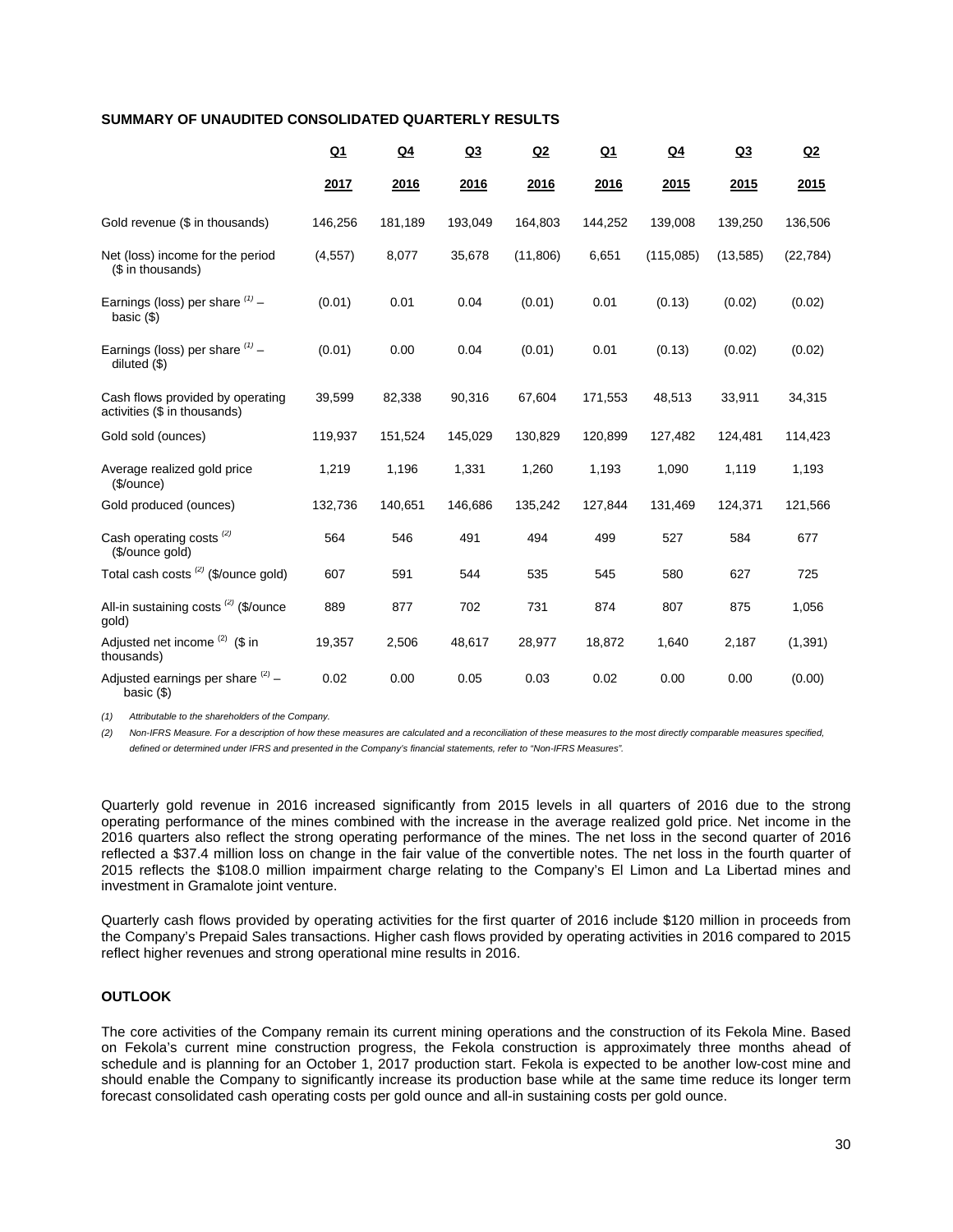**SUMMARY OF UNAUDITED CONSOLIDATED QUARTERLY RESULTS**

| | Q1 2017 | Q4 2016 | Q3 2016 | Q2 2016 | Q1 2016 | Q4 2015 | Q3 2015 | Q2 2015 |
|---|---|---|---|---|---|---|---|---|
| Gold revenue ($ in thousands) | 146,256 | 181,189 | 193,049 | 164,803 | 144,252 | 139,008 | 139,250 | 136,506 |
| Net (loss) income for the period ($ in thousands) | (4,557) | 8,077 | 35,678 | (11,806) | 6,651 | (115,085) | (13,585) | (22,784) |
| Earnings (loss) per share [(1)] – basic ($) | (0.01) | 0.01 | 0.04 | (0.01) | 0.01 | (0.13) | (0.02) | (0.02) |
| Earnings (loss) per share [(1)] – diluted ($) | (0.01) | 0.00 | 0.04 | (0.01) | 0.01 | (0.13) | (0.02) | (0.02) |
| Cash flows provided by operating activities ($ in thousands) | 39,599 | 82,338 | 90,316 | 67,604 | 171,553 | 48,513 | 33,911 | 34,315 |
| Gold sold (ounces) | 119,937 | 151,524 | 145,029 | 130,829 | 120,899 | 127,482 | 124,481 | 114,423 |
| Average realized gold price ($/ounce) | 1,219 | 1,196 | 1,331 | 1,260 | 1,193 | 1,090 | 1,119 | 1,193 |
| Gold produced (ounces) | 132,736 | 140,651 | 146,686 | 135,242 | 127,844 | 131,469 | 124,371 | 121,566 |
| Cash operating costs [(2)] ($/ounce gold) | 564 | 546 | 491 | 494 | 499 | 527 | 584 | 677 |
| Total cash costs [(2)] ($/ounce gold) | 607 | 591 | 544 | 535 | 545 | 580 | 627 | 725 |
| All-in sustaining costs [(2)] ($/ounce gold) | 889 | 877 | 702 | 731 | 874 | 807 | 875 | 1,056 |
| Adjusted net income [(2)] ($ in thousands) | 19,357 | 2,506 | 48,617 | 28,977 | 18,872 | 1,640 | 2,187 | (1,391) |
| Adjusted earnings per share [(2)] – basic ($) | 0.02 | 0.00 | 0.05 | 0.03 | 0.02 | 0.00 | 0.00 | (0.00) |

*(1) Attributable to the shareholders of the Company.*

*(2) Non-IFRS Measure. For a description of how these measures are calculated and a reconciliation of these measures to the most directly comparable measures specified, defined or determined under IFRS and presented in the Company's financial statements, refer to "Non-IFRS Measures".*

Quarterly gold revenue in 2016 increased significantly from 2015 levels in all quarters of 2016 due to the strong operating performance of the mines combined with the increase in the average realized gold price. Net income in the 2016 quarters also reflect the strong operating performance of the mines. The net loss in the second quarter of 2016 reflected a $37.4 million loss on change in the fair value of the convertible notes. The net loss in the fourth quarter of 2015 reflects the $108.0 million impairment charge relating to the Company's El Limon and La Libertad mines and investment in Gramalote joint venture.

Quarterly cash flows provided by operating activities for the first quarter of 2016 include $120 million in proceeds from the Company's Prepaid Sales transactions. Higher cash flows provided by operating activities in 2016 compared to 2015 reflect higher revenues and strong operational mine results in 2016.

**OUTLOOK**

The core activities of the Company remain its current mining operations and the construction of its Fekola Mine. Based on Fekola's current mine construction progress, the Fekola construction is approximately three months ahead of schedule and is planning for an October 1, 2017 production start. Fekola is expected to be another low-cost mine and should enable the Company to significantly increase its production base while at the same time reduce its longer term forecast consolidated cash operating costs per gold ounce and all-in sustaining costs per gold ounce.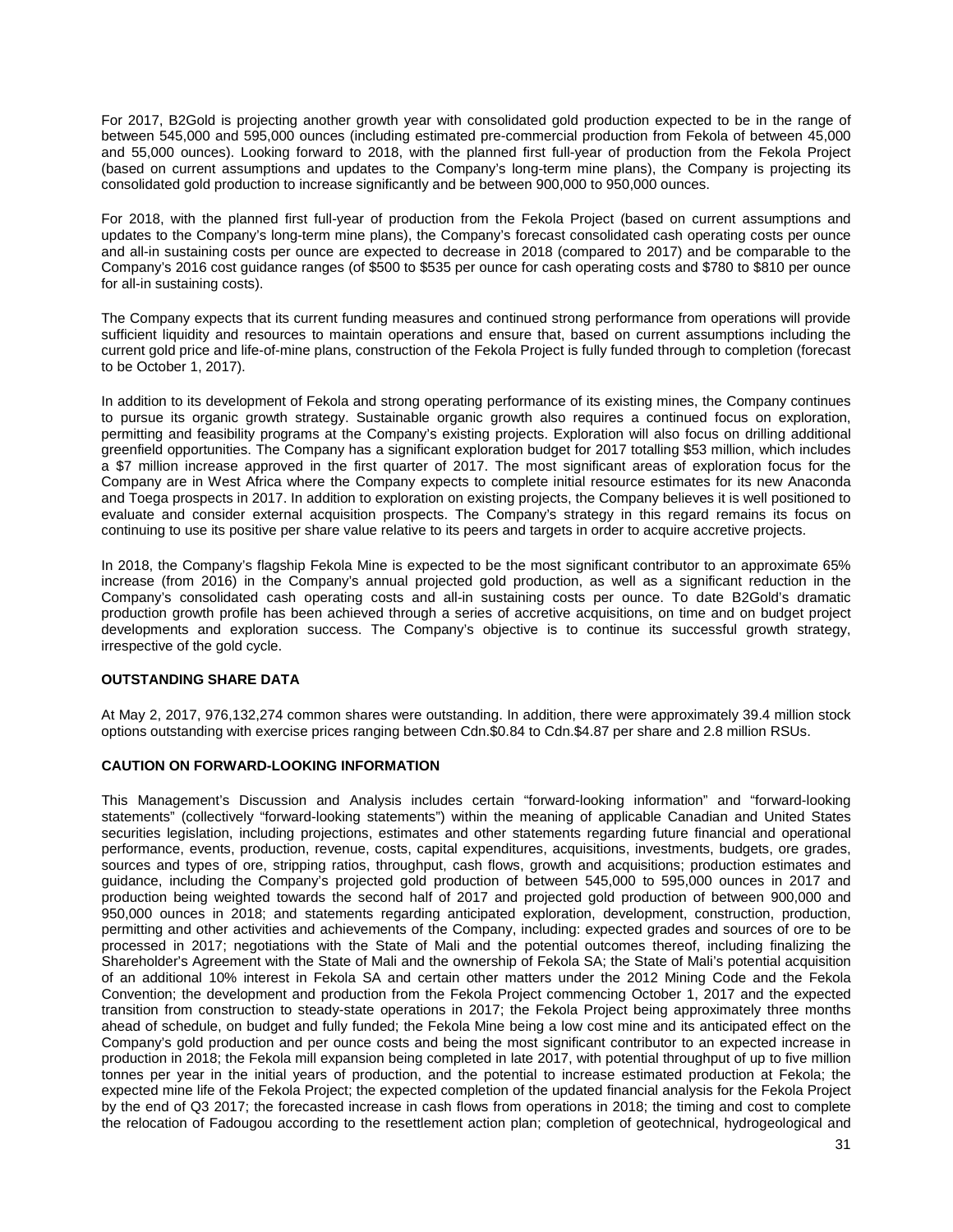For 2017, B2Gold is projecting another growth year with consolidated gold production expected to be in the range of between 545,000 and 595,000 ounces (including estimated pre-commercial production from Fekola of between 45,000 and 55,000 ounces). Looking forward to 2018, with the planned first full-year of production from the Fekola Project (based on current assumptions and updates to the Company's long-term mine plans), the Company is projecting its consolidated gold production to increase significantly and be between 900,000 to 950,000 ounces.

For 2018, with the planned first full-year of production from the Fekola Project (based on current assumptions and updates to the Company's long-term mine plans), the Company's forecast consolidated cash operating costs per ounce and all-in sustaining costs per ounce are expected to decrease in 2018 (compared to 2017) and be comparable to the Company's 2016 cost guidance ranges (of $500 to $535 per ounce for cash operating costs and $780 to $810 per ounce for all-in sustaining costs).

The Company expects that its current funding measures and continued strong performance from operations will provide sufficient liquidity and resources to maintain operations and ensure that, based on current assumptions including the current gold price and life-of-mine plans, construction of the Fekola Project is fully funded through to completion (forecast to be October 1, 2017).

In addition to its development of Fekola and strong operating performance of its existing mines, the Company continues to pursue its organic growth strategy. Sustainable organic growth also requires a continued focus on exploration, permitting and feasibility programs at the Company's existing projects. Exploration will also focus on drilling additional greenfield opportunities. The Company has a significant exploration budget for 2017 totalling $53 million, which includes a $7 million increase approved in the first quarter of 2017. The most significant areas of exploration focus for the Company are in West Africa where the Company expects to complete initial resource estimates for its new Anaconda and Toega prospects in 2017. In addition to exploration on existing projects, the Company believes it is well positioned to evaluate and consider external acquisition prospects. The Company's strategy in this regard remains its focus on continuing to use its positive per share value relative to its peers and targets in order to acquire accretive projects.

In 2018, the Company's flagship Fekola Mine is expected to be the most significant contributor to an approximate 65% increase (from 2016) in the Company's annual projected gold production, as well as a significant reduction in the Company's consolidated cash operating costs and all-in sustaining costs per ounce. To date B2Gold's dramatic production growth profile has been achieved through a series of accretive acquisitions, on time and on budget project developments and exploration success. The Company's objective is to continue its successful growth strategy, irrespective of the gold cycle.

## OUTSTANDING SHARE DATA

At May 2, 2017, 976,132,274 common shares were outstanding. In addition, there were approximately 39.4 million stock options outstanding with exercise prices ranging between Cdn.$0.84 to Cdn.$4.87 per share and 2.8 million RSUs.

## CAUTION ON FORWARD-LOOKING INFORMATION

This Management's Discussion and Analysis includes certain "forward-looking information" and "forward-looking statements" (collectively "forward-looking statements") within the meaning of applicable Canadian and United States securities legislation, including projections, estimates and other statements regarding future financial and operational performance, events, production, revenue, costs, capital expenditures, acquisitions, investments, budgets, ore grades, sources and types of ore, stripping ratios, throughput, cash flows, growth and acquisitions; production estimates and guidance, including the Company's projected gold production of between 545,000 to 595,000 ounces in 2017 and production being weighted towards the second half of 2017 and projected gold production of between 900,000 and 950,000 ounces in 2018; and statements regarding anticipated exploration, development, construction, production, permitting and other activities and achievements of the Company, including: expected grades and sources of ore to be processed in 2017; negotiations with the State of Mali and the potential outcomes thereof, including finalizing the Shareholder's Agreement with the State of Mali and the ownership of Fekola SA; the State of Mali's potential acquisition of an additional 10% interest in Fekola SA and certain other matters under the 2012 Mining Code and the Fekola Convention; the development and production from the Fekola Project commencing October 1, 2017 and the expected transition from construction to steady-state operations in 2017; the Fekola Project being approximately three months ahead of schedule, on budget and fully funded; the Fekola Mine being a low cost mine and its anticipated effect on the Company's gold production and per ounce costs and being the most significant contributor to an expected increase in production in 2018; the Fekola mill expansion being completed in late 2017, with potential throughput of up to five million tonnes per year in the initial years of production, and the potential to increase estimated production at Fekola; the expected mine life of the Fekola Project; the expected completion of the updated financial analysis for the Fekola Project by the end of Q3 2017; the forecasted increase in cash flows from operations in 2018; the timing and cost to complete the relocation of Fadougou according to the resettlement action plan; completion of geotechnical, hydrogeological and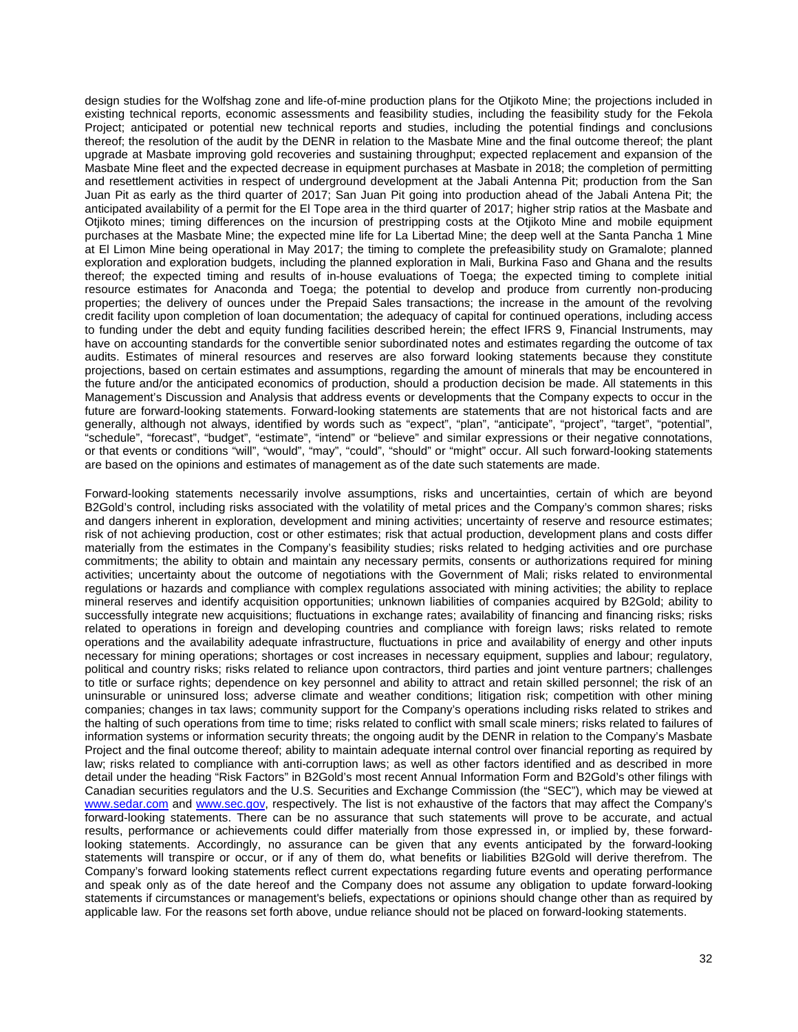design studies for the Wolfshag zone and life-of-mine production plans for the Otjikoto Mine; the projections included in existing technical reports, economic assessments and feasibility studies, including the feasibility study for the Fekola Project; anticipated or potential new technical reports and studies, including the potential findings and conclusions thereof; the resolution of the audit by the DENR in relation to the Masbate Mine and the final outcome thereof; the plant upgrade at Masbate improving gold recoveries and sustaining throughput; expected replacement and expansion of the Masbate Mine fleet and the expected decrease in equipment purchases at Masbate in 2018; the completion of permitting and resettlement activities in respect of underground development at the Jabali Antenna Pit; production from the San Juan Pit as early as the third quarter of 2017; San Juan Pit going into production ahead of the Jabali Antena Pit; the anticipated availability of a permit for the El Tope area in the third quarter of 2017; higher strip ratios at the Masbate and Otjikoto mines; timing differences on the incursion of prestripping costs at the Otjikoto Mine and mobile equipment purchases at the Masbate Mine; the expected mine life for La Libertad Mine; the deep well at the Santa Pancha 1 Mine at El Limon Mine being operational in May 2017; the timing to complete the prefeasibility study on Gramalote; planned exploration and exploration budgets, including the planned exploration in Mali, Burkina Faso and Ghana and the results thereof; the expected timing and results of in-house evaluations of Toega; the expected timing to complete initial resource estimates for Anaconda and Toega; the potential to develop and produce from currently non-producing properties; the delivery of ounces under the Prepaid Sales transactions; the increase in the amount of the revolving credit facility upon completion of loan documentation; the adequacy of capital for continued operations, including access to funding under the debt and equity funding facilities described herein; the effect IFRS 9, Financial Instruments, may have on accounting standards for the convertible senior subordinated notes and estimates regarding the outcome of tax audits. Estimates of mineral resources and reserves are also forward looking statements because they constitute projections, based on certain estimates and assumptions, regarding the amount of minerals that may be encountered in the future and/or the anticipated economics of production, should a production decision be made. All statements in this Management's Discussion and Analysis that address events or developments that the Company expects to occur in the future are forward-looking statements. Forward-looking statements are statements that are not historical facts and are generally, although not always, identified by words such as "expect", "plan", "anticipate", "project", "target", "potential", "schedule", "forecast", "budget", "estimate", "intend" or "believe" and similar expressions or their negative connotations, or that events or conditions "will", "would", "may", "could", "should" or "might" occur. All such forward-looking statements are based on the opinions and estimates of management as of the date such statements are made.

Forward-looking statements necessarily involve assumptions, risks and uncertainties, certain of which are beyond B2Gold's control, including risks associated with the volatility of metal prices and the Company's common shares; risks and dangers inherent in exploration, development and mining activities; uncertainty of reserve and resource estimates; risk of not achieving production, cost or other estimates; risk that actual production, development plans and costs differ materially from the estimates in the Company's feasibility studies; risks related to hedging activities and ore purchase commitments; the ability to obtain and maintain any necessary permits, consents or authorizations required for mining activities; uncertainty about the outcome of negotiations with the Government of Mali; risks related to environmental regulations or hazards and compliance with complex regulations associated with mining activities; the ability to replace mineral reserves and identify acquisition opportunities; unknown liabilities of companies acquired by B2Gold; ability to successfully integrate new acquisitions; fluctuations in exchange rates; availability of financing and financing risks; risks related to operations in foreign and developing countries and compliance with foreign laws; risks related to remote operations and the availability adequate infrastructure, fluctuations in price and availability of energy and other inputs necessary for mining operations; shortages or cost increases in necessary equipment, supplies and labour; regulatory, political and country risks; risks related to reliance upon contractors, third parties and joint venture partners; challenges to title or surface rights; dependence on key personnel and ability to attract and retain skilled personnel; the risk of an uninsurable or uninsured loss; adverse climate and weather conditions; litigation risk; competition with other mining companies; changes in tax laws; community support for the Company's operations including risks related to strikes and the halting of such operations from time to time; risks related to conflict with small scale miners; risks related to failures of information systems or information security threats; the ongoing audit by the DENR in relation to the Company's Masbate Project and the final outcome thereof; ability to maintain adequate internal control over financial reporting as required by law; risks related to compliance with anti-corruption laws; as well as other factors identified and as described in more detail under the heading "Risk Factors" in B2Gold's most recent Annual Information Form and B2Gold's other filings with Canadian securities regulators and the U.S. Securities and Exchange Commission (the "SEC"), which may be viewed at www.sedar.com and www.sec.gov, respectively. The list is not exhaustive of the factors that may affect the Company's forward-looking statements. There can be no assurance that such statements will prove to be accurate, and actual results, performance or achievements could differ materially from those expressed in, or implied by, these forward-looking statements. Accordingly, no assurance can be given that any events anticipated by the forward-looking statements will transpire or occur, or if any of them do, what benefits or liabilities B2Gold will derive therefrom. The Company's forward looking statements reflect current expectations regarding future events and operating performance and speak only as of the date hereof and the Company does not assume any obligation to update forward-looking statements if circumstances or management's beliefs, expectations or opinions should change other than as required by applicable law. For the reasons set forth above, undue reliance should not be placed on forward-looking statements.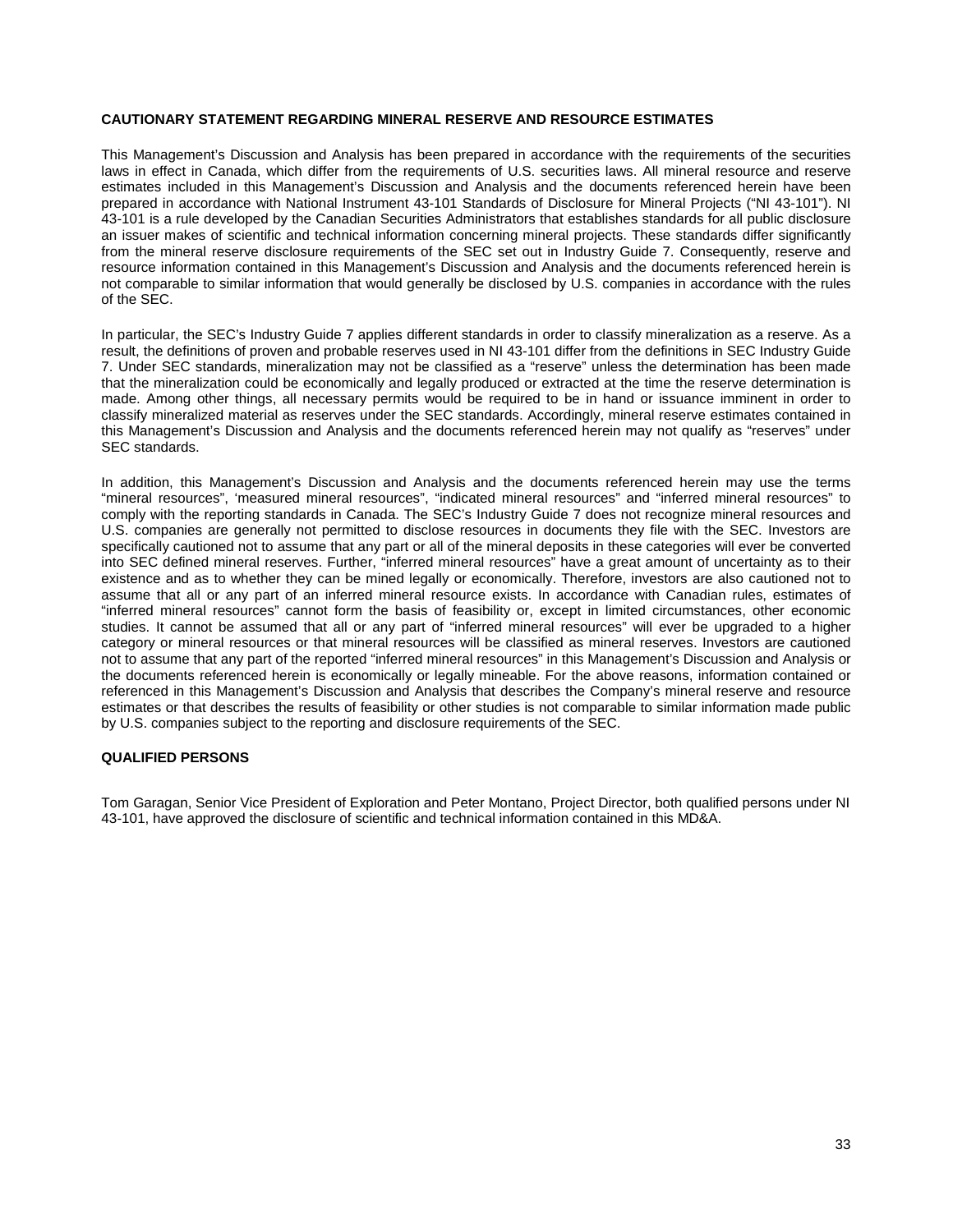## CAUTIONARY STATEMENT REGARDING MINERAL RESERVE AND RESOURCE ESTIMATES

This Management's Discussion and Analysis has been prepared in accordance with the requirements of the securities laws in effect in Canada, which differ from the requirements of U.S. securities laws. All mineral resource and reserve estimates included in this Management's Discussion and Analysis and the documents referenced herein have been prepared in accordance with National Instrument 43-101 Standards of Disclosure for Mineral Projects ("NI 43-101"). NI 43-101 is a rule developed by the Canadian Securities Administrators that establishes standards for all public disclosure an issuer makes of scientific and technical information concerning mineral projects. These standards differ significantly from the mineral reserve disclosure requirements of the SEC set out in Industry Guide 7. Consequently, reserve and resource information contained in this Management's Discussion and Analysis and the documents referenced herein is not comparable to similar information that would generally be disclosed by U.S. companies in accordance with the rules of the SEC.

In particular, the SEC's Industry Guide 7 applies different standards in order to classify mineralization as a reserve. As a result, the definitions of proven and probable reserves used in NI 43-101 differ from the definitions in SEC Industry Guide 7. Under SEC standards, mineralization may not be classified as a "reserve" unless the determination has been made that the mineralization could be economically and legally produced or extracted at the time the reserve determination is made. Among other things, all necessary permits would be required to be in hand or issuance imminent in order to classify mineralized material as reserves under the SEC standards. Accordingly, mineral reserve estimates contained in this Management's Discussion and Analysis and the documents referenced herein may not qualify as "reserves" under SEC standards.

In addition, this Management's Discussion and Analysis and the documents referenced herein may use the terms "mineral resources", 'measured mineral resources", "indicated mineral resources" and "inferred mineral resources" to comply with the reporting standards in Canada. The SEC's Industry Guide 7 does not recognize mineral resources and U.S. companies are generally not permitted to disclose resources in documents they file with the SEC. Investors are specifically cautioned not to assume that any part or all of the mineral deposits in these categories will ever be converted into SEC defined mineral reserves. Further, "inferred mineral resources" have a great amount of uncertainty as to their existence and as to whether they can be mined legally or economically. Therefore, investors are also cautioned not to assume that all or any part of an inferred mineral resource exists. In accordance with Canadian rules, estimates of "inferred mineral resources" cannot form the basis of feasibility or, except in limited circumstances, other economic studies. It cannot be assumed that all or any part of "inferred mineral resources" will ever be upgraded to a higher category or mineral resources or that mineral resources will be classified as mineral reserves. Investors are cautioned not to assume that any part of the reported "inferred mineral resources" in this Management's Discussion and Analysis or the documents referenced herein is economically or legally mineable. For the above reasons, information contained or referenced in this Management's Discussion and Analysis that describes the Company's mineral reserve and resource estimates or that describes the results of feasibility or other studies is not comparable to similar information made public by U.S. companies subject to the reporting and disclosure requirements of the SEC.

## QUALIFIED PERSONS

Tom Garagan, Senior Vice President of Exploration and Peter Montano, Project Director, both qualified persons under NI 43-101, have approved the disclosure of scientific and technical information contained in this MD&A.